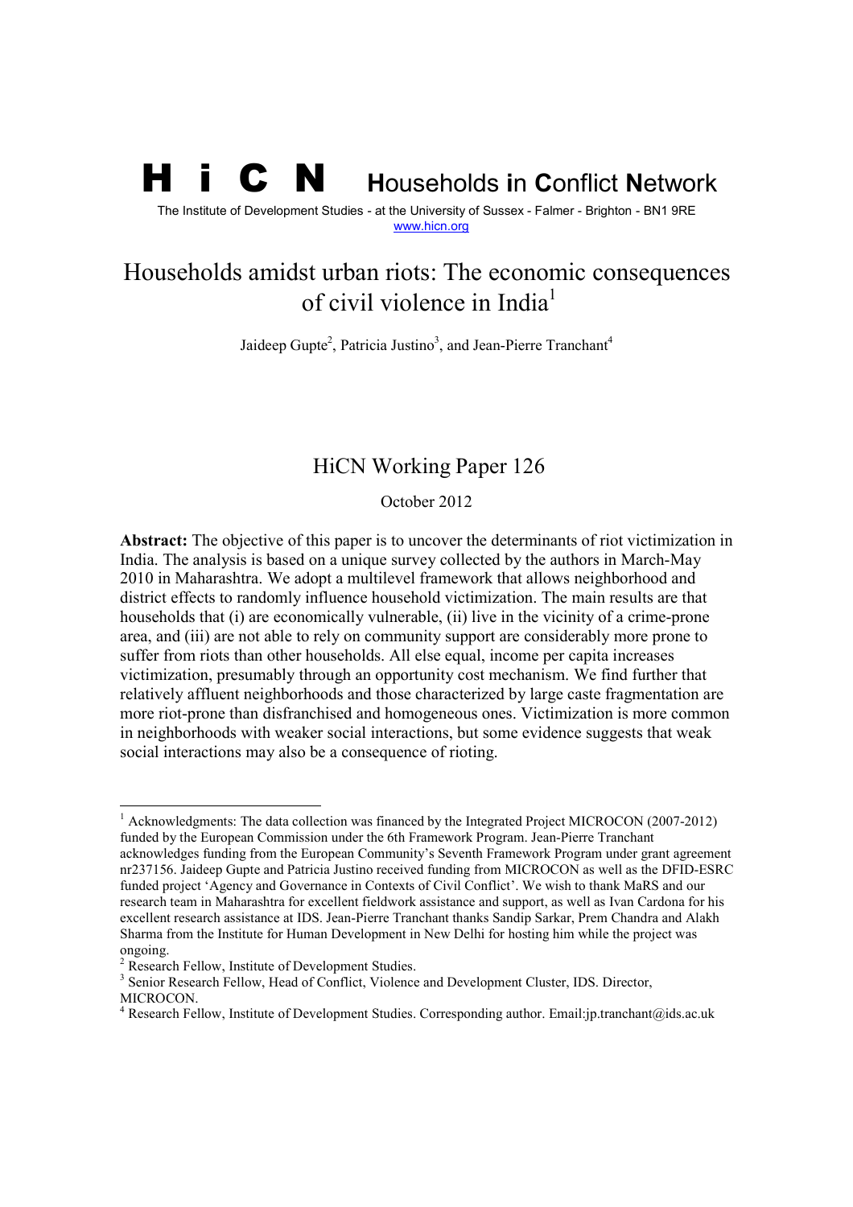# H i C N Households in Conflict Network

The Institute of Development Studies - at the University of Sussex - Falmer - Brighton - BN1 9RE
www.hicn.org

# Households amidst urban riots: The economic consequences of civil violence in India[1]

Jaideep Gupte[2], Patricia Justino[3], and Jean-Pierre Tranchant[4]

## HiCN Working Paper 126

October 2012

**Abstract:** The objective of this paper is to uncover the determinants of riot victimization in India. The analysis is based on a unique survey collected by the authors in March-May 2010 in Maharashtra. We adopt a multilevel framework that allows neighborhood and district effects to randomly influence household victimization. The main results are that households that (i) are economically vulnerable, (ii) live in the vicinity of a crime-prone area, and (iii) are not able to rely on community support are considerably more prone to suffer from riots than other households. All else equal, income per capita increases victimization, presumably through an opportunity cost mechanism. We find further that relatively affluent neighborhoods and those characterized by large caste fragmentation are more riot-prone than disfranchised and homogeneous ones. Victimization is more common in neighborhoods with weaker social interactions, but some evidence suggests that weak social interactions may also be a consequence of rioting.

---

[1] Acknowledgments: The data collection was financed by the Integrated Project MICROCON (2007-2012) funded by the European Commission under the 6th Framework Program. Jean-Pierre Tranchant acknowledges funding from the European Community's Seventh Framework Program under grant agreement nr237156. Jaideep Gupte and Patricia Justino received funding from MICROCON as well as the DFID-ESRC funded project 'Agency and Governance in Contexts of Civil Conflict'. We wish to thank MaRS and our research team in Maharashtra for excellent fieldwork assistance and support, as well as Ivan Cardona for his excellent research assistance at IDS. Jean-Pierre Tranchant thanks Sandip Sarkar, Prem Chandra and Alakh Sharma from the Institute for Human Development in New Delhi for hosting him while the project was ongoing.

[2] Research Fellow, Institute of Development Studies.

[3] Senior Research Fellow, Head of Conflict, Violence and Development Cluster, IDS. Director, MICROCON.

[4] Research Fellow, Institute of Development Studies. Corresponding author. Email:jp.tranchant@ids.ac.uk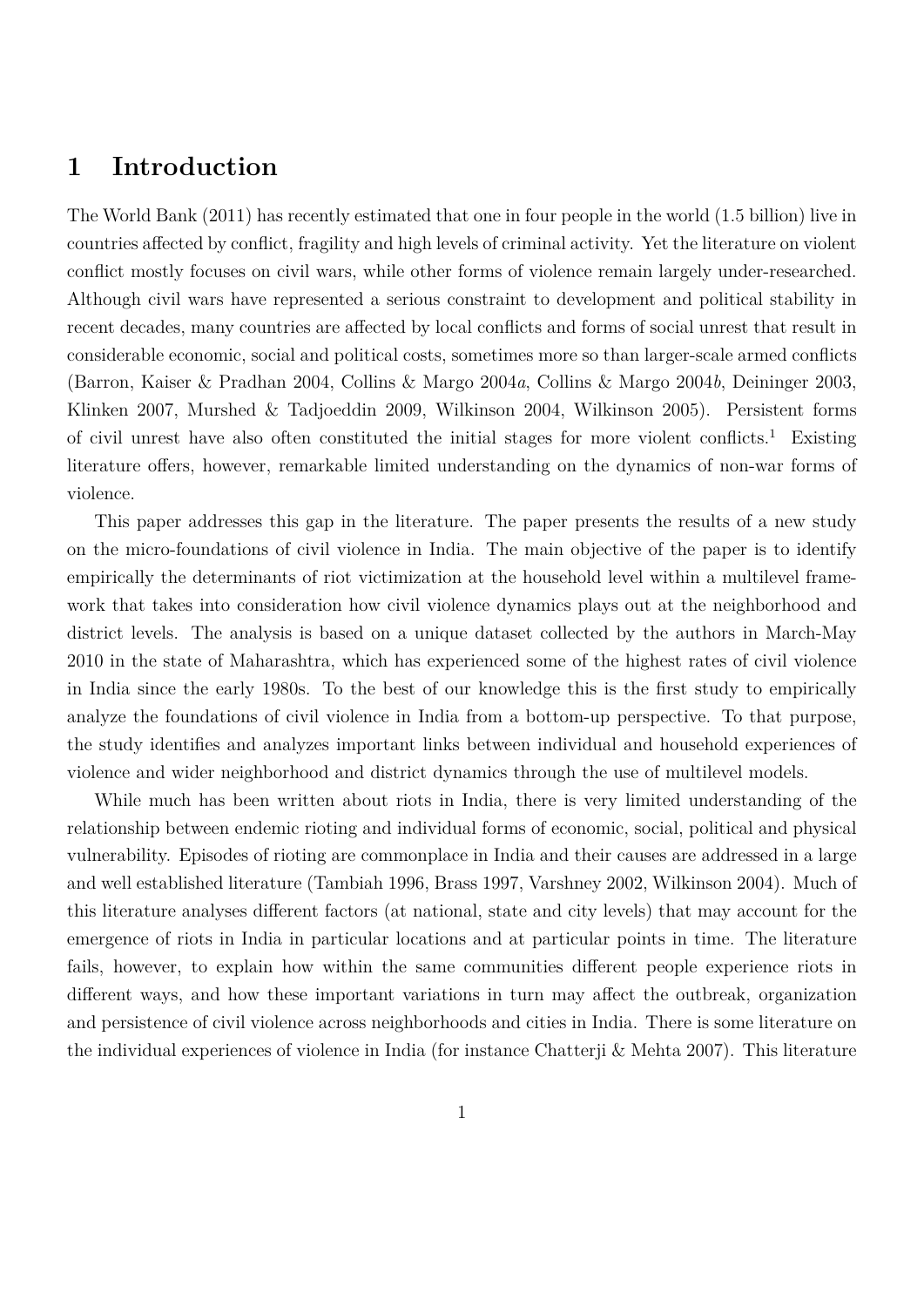# 1 Introduction

The World Bank (2011) has recently estimated that one in four people in the world (1.5 billion) live in countries affected by conflict, fragility and high levels of criminal activity. Yet the literature on violent conflict mostly focuses on civil wars, while other forms of violence remain largely under-researched. Although civil wars have represented a serious constraint to development and political stability in recent decades, many countries are affected by local conflicts and forms of social unrest that result in considerable economic, social and political costs, sometimes more so than larger-scale armed conflicts (Barron, Kaiser & Pradhan 2004, Collins & Margo 2004*a*, Collins & Margo 2004*b*, Deininger 2003, Klinken 2007, Murshed & Tadjoeddin 2009, Wilkinson 2004, Wilkinson 2005). Persistent forms of civil unrest have also often constituted the initial stages for more violent conflicts.[1] Existing literature offers, however, remarkable limited understanding on the dynamics of non-war forms of violence.

This paper addresses this gap in the literature. The paper presents the results of a new study on the micro-foundations of civil violence in India. The main objective of the paper is to identify empirically the determinants of riot victimization at the household level within a multilevel framework that takes into consideration how civil violence dynamics plays out at the neighborhood and district levels. The analysis is based on a unique dataset collected by the authors in March-May 2010 in the state of Maharashtra, which has experienced some of the highest rates of civil violence in India since the early 1980s. To the best of our knowledge this is the first study to empirically analyze the foundations of civil violence in India from a bottom-up perspective. To that purpose, the study identifies and analyzes important links between individual and household experiences of violence and wider neighborhood and district dynamics through the use of multilevel models.

While much has been written about riots in India, there is very limited understanding of the relationship between endemic rioting and individual forms of economic, social, political and physical vulnerability. Episodes of rioting are commonplace in India and their causes are addressed in a large and well established literature (Tambiah 1996, Brass 1997, Varshney 2002, Wilkinson 2004). Much of this literature analyses different factors (at national, state and city levels) that may account for the emergence of riots in India in particular locations and at particular points in time. The literature fails, however, to explain how within the same communities different people experience riots in different ways, and how these important variations in turn may affect the outbreak, organization and persistence of civil violence across neighborhoods and cities in India. There is some literature on the individual experiences of violence in India (for instance Chatterji & Mehta 2007). This literature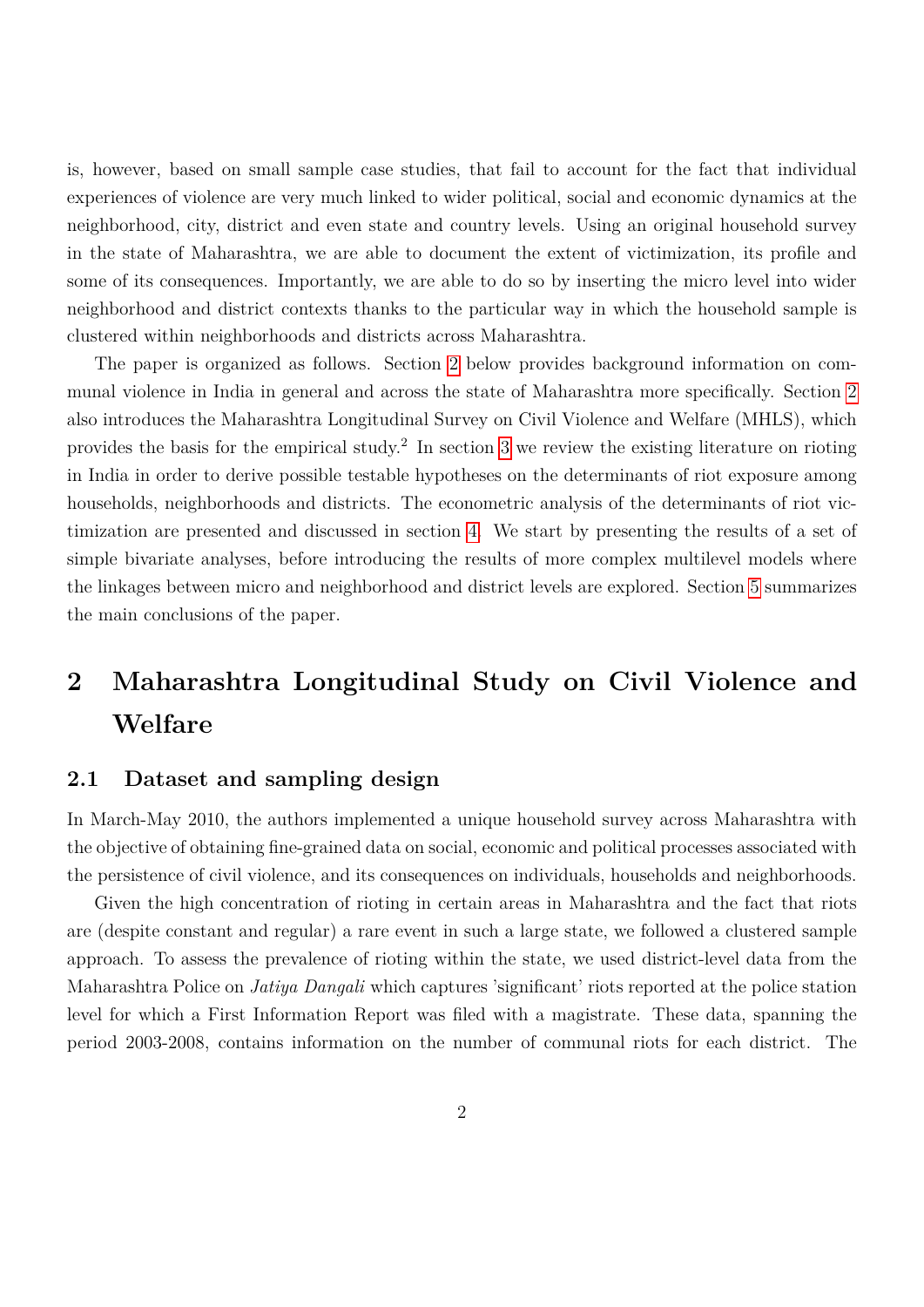is, however, based on small sample case studies, that fail to account for the fact that individual experiences of violence are very much linked to wider political, social and economic dynamics at the neighborhood, city, district and even state and country levels. Using an original household survey in the state of Maharashtra, we are able to document the extent of victimization, its profile and some of its consequences. Importantly, we are able to do so by inserting the micro level into wider neighborhood and district contexts thanks to the particular way in which the household sample is clustered within neighborhoods and districts across Maharashtra.

The paper is organized as follows. Section 2 below provides background information on communal violence in India in general and across the state of Maharashtra more specifically. Section 2 also introduces the Maharashtra Longitudinal Survey on Civil Violence and Welfare (MHLS), which provides the basis for the empirical study.[2] In section 3 we review the existing literature on rioting in India in order to derive possible testable hypotheses on the determinants of riot exposure among households, neighborhoods and districts. The econometric analysis of the determinants of riot victimization are presented and discussed in section 4. We start by presenting the results of a set of simple bivariate analyses, before introducing the results of more complex multilevel models where the linkages between micro and neighborhood and district levels are explored. Section 5 summarizes the main conclusions of the paper.

# 2 Maharashtra Longitudinal Study on Civil Violence and Welfare

## 2.1 Dataset and sampling design

In March-May 2010, the authors implemented a unique household survey across Maharashtra with the objective of obtaining fine-grained data on social, economic and political processes associated with the persistence of civil violence, and its consequences on individuals, households and neighborhoods.

Given the high concentration of rioting in certain areas in Maharashtra and the fact that riots are (despite constant and regular) a rare event in such a large state, we followed a clustered sample approach. To assess the prevalence of rioting within the state, we used district-level data from the Maharashtra Police on *Jatiya Dangali* which captures 'significant' riots reported at the police station level for which a First Information Report was filed with a magistrate. These data, spanning the period 2003-2008, contains information on the number of communal riots for each district. The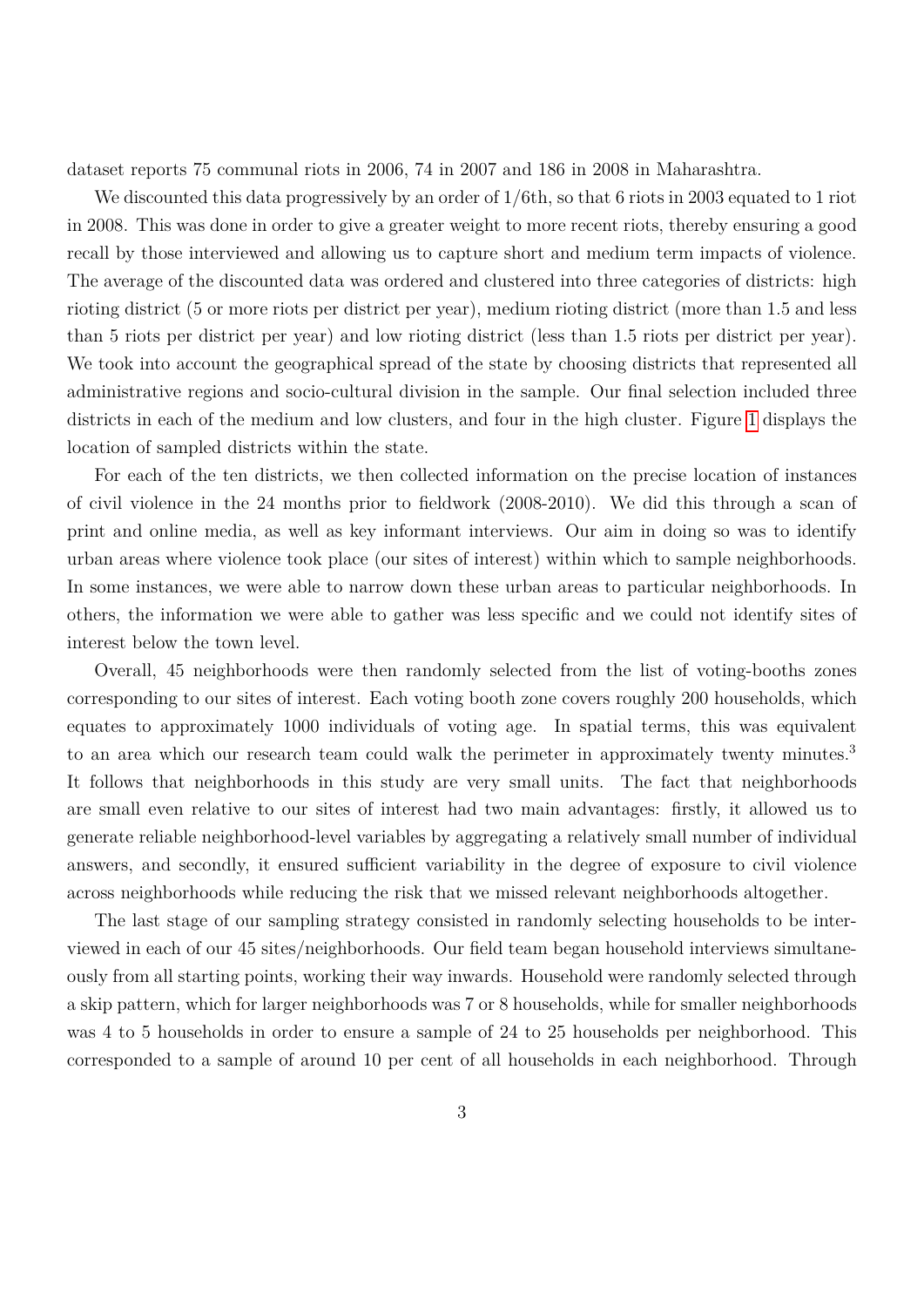dataset reports 75 communal riots in 2006, 74 in 2007 and 186 in 2008 in Maharashtra.

We discounted this data progressively by an order of 1/6th, so that 6 riots in 2003 equated to 1 riot in 2008. This was done in order to give a greater weight to more recent riots, thereby ensuring a good recall by those interviewed and allowing us to capture short and medium term impacts of violence. The average of the discounted data was ordered and clustered into three categories of districts: high rioting district (5 or more riots per district per year), medium rioting district (more than 1.5 and less than 5 riots per district per year) and low rioting district (less than 1.5 riots per district per year). We took into account the geographical spread of the state by choosing districts that represented all administrative regions and socio-cultural division in the sample. Our final selection included three districts in each of the medium and low clusters, and four in the high cluster. Figure 1 displays the location of sampled districts within the state.

For each of the ten districts, we then collected information on the precise location of instances of civil violence in the 24 months prior to fieldwork (2008-2010). We did this through a scan of print and online media, as well as key informant interviews. Our aim in doing so was to identify urban areas where violence took place (our sites of interest) within which to sample neighborhoods. In some instances, we were able to narrow down these urban areas to particular neighborhoods. In others, the information we were able to gather was less specific and we could not identify sites of interest below the town level.

Overall, 45 neighborhoods were then randomly selected from the list of voting-booths zones corresponding to our sites of interest. Each voting booth zone covers roughly 200 households, which equates to approximately 1000 individuals of voting age. In spatial terms, this was equivalent to an area which our research team could walk the perimeter in approximately twenty minutes.[3] It follows that neighborhoods in this study are very small units. The fact that neighborhoods are small even relative to our sites of interest had two main advantages: firstly, it allowed us to generate reliable neighborhood-level variables by aggregating a relatively small number of individual answers, and secondly, it ensured sufficient variability in the degree of exposure to civil violence across neighborhoods while reducing the risk that we missed relevant neighborhoods altogether.

The last stage of our sampling strategy consisted in randomly selecting households to be interviewed in each of our 45 sites/neighborhoods. Our field team began household interviews simultaneously from all starting points, working their way inwards. Household were randomly selected through a skip pattern, which for larger neighborhoods was 7 or 8 households, while for smaller neighborhoods was 4 to 5 households in order to ensure a sample of 24 to 25 households per neighborhood. This corresponded to a sample of around 10 per cent of all households in each neighborhood. Through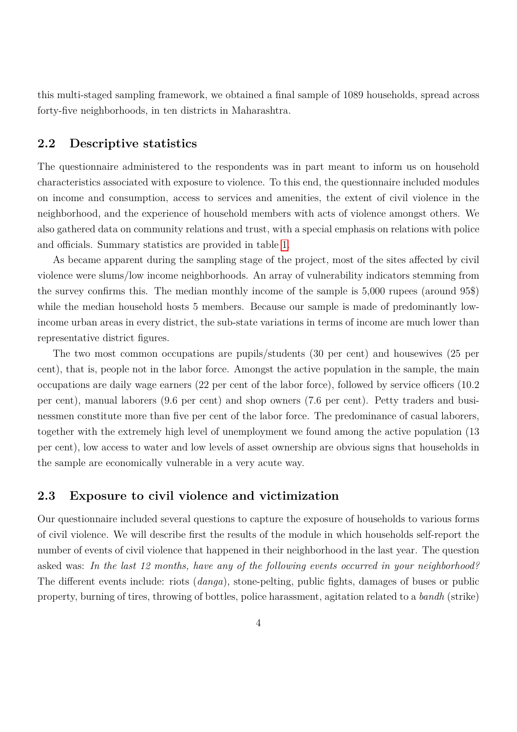this multi-staged sampling framework, we obtained a final sample of 1089 households, spread across forty-five neighborhoods, in ten districts in Maharashtra.

## 2.2 Descriptive statistics

The questionnaire administered to the respondents was in part meant to inform us on household characteristics associated with exposure to violence. To this end, the questionnaire included modules on income and consumption, access to services and amenities, the extent of civil violence in the neighborhood, and the experience of household members with acts of violence amongst others. We also gathered data on community relations and trust, with a special emphasis on relations with police and officials. Summary statistics are provided in table 1.

As became apparent during the sampling stage of the project, most of the sites affected by civil violence were slums/low income neighborhoods. An array of vulnerability indicators stemming from the survey confirms this. The median monthly income of the sample is 5,000 rupees (around 95$) while the median household hosts 5 members. Because our sample is made of predominantly low-income urban areas in every district, the sub-state variations in terms of income are much lower than representative district figures.

The two most common occupations are pupils/students (30 per cent) and housewives (25 per cent), that is, people not in the labor force. Amongst the active population in the sample, the main occupations are daily wage earners (22 per cent of the labor force), followed by service officers (10.2 per cent), manual laborers (9.6 per cent) and shop owners (7.6 per cent). Petty traders and businessmen constitute more than five per cent of the labor force. The predominance of casual laborers, together with the extremely high level of unemployment we found among the active population (13 per cent), low access to water and low levels of asset ownership are obvious signs that households in the sample are economically vulnerable in a very acute way.

## 2.3 Exposure to civil violence and victimization

Our questionnaire included several questions to capture the exposure of households to various forms of civil violence. We will describe first the results of the module in which households self-report the number of events of civil violence that happened in their neighborhood in the last year. The question asked was: *In the last 12 months, have any of the following events occurred in your neighborhood?* The different events include: riots (*danga*), stone-pelting, public fights, damages of buses or public property, burning of tires, throwing of bottles, police harassment, agitation related to a *bandh* (strike)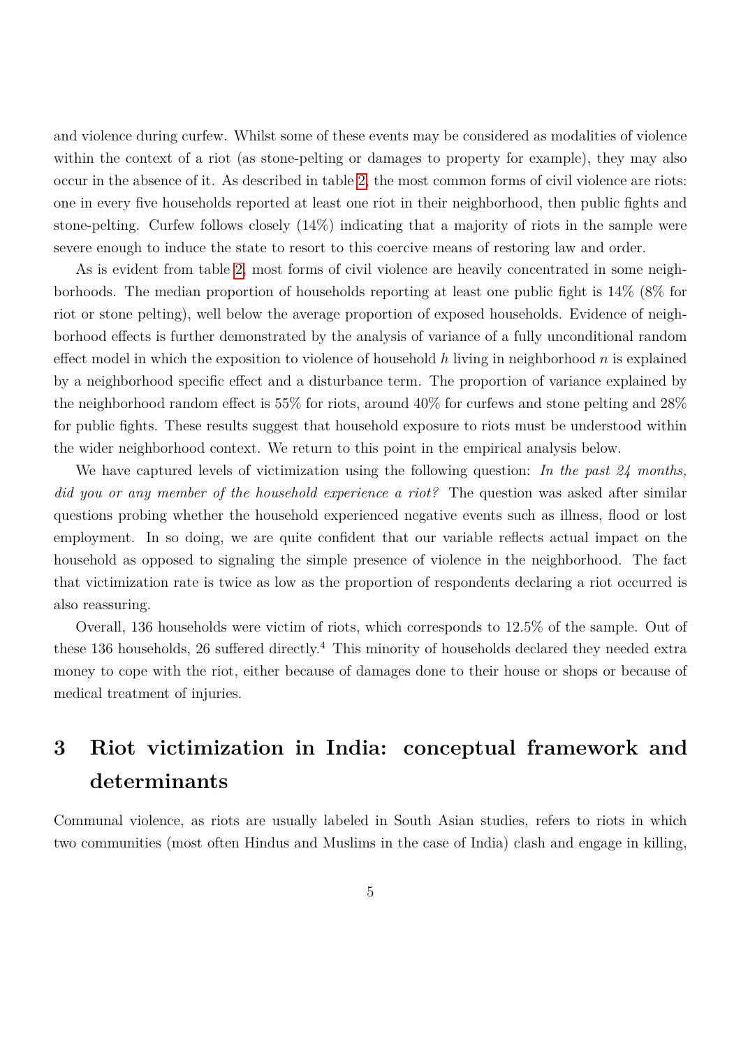and violence during curfew. Whilst some of these events may be considered as modalities of violence within the context of a riot (as stone-pelting or damages to property for example), they may also occur in the absence of it. As described in table 2, the most common forms of civil violence are riots: one in every five households reported at least one riot in their neighborhood, then public fights and stone-pelting. Curfew follows closely (14%) indicating that a majority of riots in the sample were severe enough to induce the state to resort to this coercive means of restoring law and order.

As is evident from table 2, most forms of civil violence are heavily concentrated in some neighborhoods. The median proportion of households reporting at least one public fight is 14% (8% for riot or stone pelting), well below the average proportion of exposed households. Evidence of neighborhood effects is further demonstrated by the analysis of variance of a fully unconditional random effect model in which the exposition to violence of household $h$ living in neighborhood $n$ is explained by a neighborhood specific effect and a disturbance term. The proportion of variance explained by the neighborhood random effect is 55% for riots, around 40% for curfews and stone pelting and 28% for public fights. These results suggest that household exposure to riots must be understood within the wider neighborhood context. We return to this point in the empirical analysis below.

We have captured levels of victimization using the following question: *In the past 24 months, did you or any member of the household experience a riot?* The question was asked after similar questions probing whether the household experienced negative events such as illness, flood or lost employment. In so doing, we are quite confident that our variable reflects actual impact on the household as opposed to signaling the simple presence of violence in the neighborhood. The fact that victimization rate is twice as low as the proportion of respondents declaring a riot occurred is also reassuring.

Overall, 136 households were victim of riots, which corresponds to 12.5% of the sample. Out of these 136 households, 26 suffered directly.[4] This minority of households declared they needed extra money to cope with the riot, either because of damages done to their house or shops or because of medical treatment of injuries.

# 3 Riot victimization in India: conceptual framework and determinants

Communal violence, as riots are usually labeled in South Asian studies, refers to riots in which two communities (most often Hindus and Muslims in the case of India) clash and engage in killing,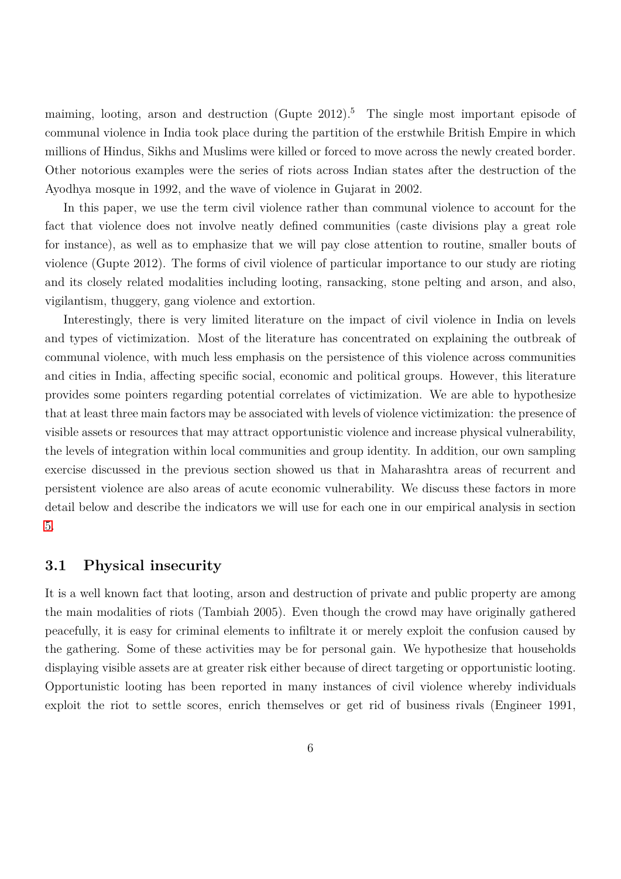maiming, looting, arson and destruction (Gupte 2012).[5] The single most important episode of communal violence in India took place during the partition of the erstwhile British Empire in which millions of Hindus, Sikhs and Muslims were killed or forced to move across the newly created border. Other notorious examples were the series of riots across Indian states after the destruction of the Ayodhya mosque in 1992, and the wave of violence in Gujarat in 2002.

In this paper, we use the term civil violence rather than communal violence to account for the fact that violence does not involve neatly defined communities (caste divisions play a great role for instance), as well as to emphasize that we will pay close attention to routine, smaller bouts of violence (Gupte 2012). The forms of civil violence of particular importance to our study are rioting and its closely related modalities including looting, ransacking, stone pelting and arson, and also, vigilantism, thuggery, gang violence and extortion.

Interestingly, there is very limited literature on the impact of civil violence in India on levels and types of victimization. Most of the literature has concentrated on explaining the outbreak of communal violence, with much less emphasis on the persistence of this violence across communities and cities in India, affecting specific social, economic and political groups. However, this literature provides some pointers regarding potential correlates of victimization. We are able to hypothesize that at least three main factors may be associated with levels of violence victimization: the presence of visible assets or resources that may attract opportunistic violence and increase physical vulnerability, the levels of integration within local communities and group identity. In addition, our own sampling exercise discussed in the previous section showed us that in Maharashtra areas of recurrent and persistent violence are also areas of acute economic vulnerability. We discuss these factors in more detail below and describe the indicators we will use for each one in our empirical analysis in section 5.

## 3.1 Physical insecurity

It is a well known fact that looting, arson and destruction of private and public property are among the main modalities of riots (Tambiah 2005). Even though the crowd may have originally gathered peacefully, it is easy for criminal elements to infiltrate it or merely exploit the confusion caused by the gathering. Some of these activities may be for personal gain. We hypothesize that households displaying visible assets are at greater risk either because of direct targeting or opportunistic looting. Opportunistic looting has been reported in many instances of civil violence whereby individuals exploit the riot to settle scores, enrich themselves or get rid of business rivals (Engineer 1991,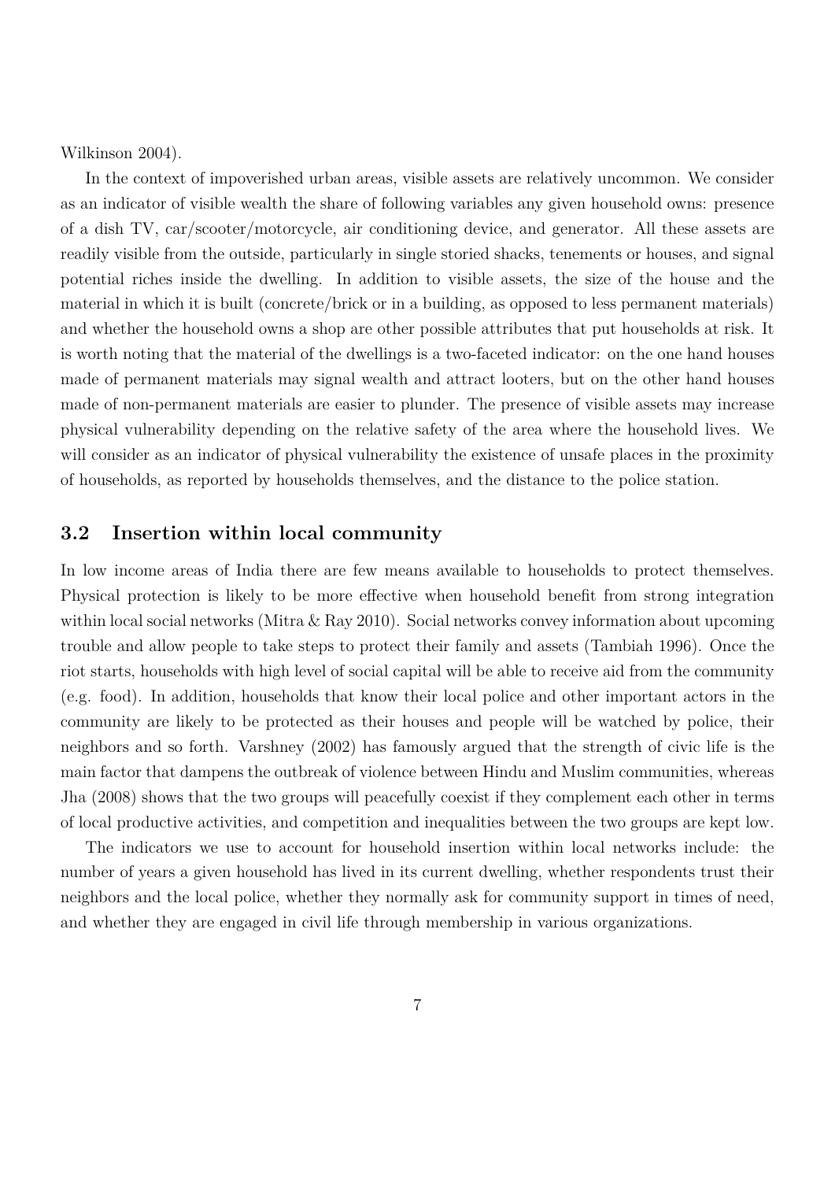Wilkinson 2004).

In the context of impoverished urban areas, visible assets are relatively uncommon. We consider as an indicator of visible wealth the share of following variables any given household owns: presence of a dish TV, car/scooter/motorcycle, air conditioning device, and generator. All these assets are readily visible from the outside, particularly in single storied shacks, tenements or houses, and signal potential riches inside the dwelling. In addition to visible assets, the size of the house and the material in which it is built (concrete/brick or in a building, as opposed to less permanent materials) and whether the household owns a shop are other possible attributes that put households at risk. It is worth noting that the material of the dwellings is a two-faceted indicator: on the one hand houses made of permanent materials may signal wealth and attract looters, but on the other hand houses made of non-permanent materials are easier to plunder. The presence of visible assets may increase physical vulnerability depending on the relative safety of the area where the household lives. We will consider as an indicator of physical vulnerability the existence of unsafe places in the proximity of households, as reported by households themselves, and the distance to the police station.

## 3.2 Insertion within local community

In low income areas of India there are few means available to households to protect themselves. Physical protection is likely to be more effective when household benefit from strong integration within local social networks (Mitra & Ray 2010). Social networks convey information about upcoming trouble and allow people to take steps to protect their family and assets (Tambiah 1996). Once the riot starts, households with high level of social capital will be able to receive aid from the community (e.g. food). In addition, households that know their local police and other important actors in the community are likely to be protected as their houses and people will be watched by police, their neighbors and so forth. Varshney (2002) has famously argued that the strength of civic life is the main factor that dampens the outbreak of violence between Hindu and Muslim communities, whereas Jha (2008) shows that the two groups will peacefully coexist if they complement each other in terms of local productive activities, and competition and inequalities between the two groups are kept low.

The indicators we use to account for household insertion within local networks include: the number of years a given household has lived in its current dwelling, whether respondents trust their neighbors and the local police, whether they normally ask for community support in times of need, and whether they are engaged in civil life through membership in various organizations.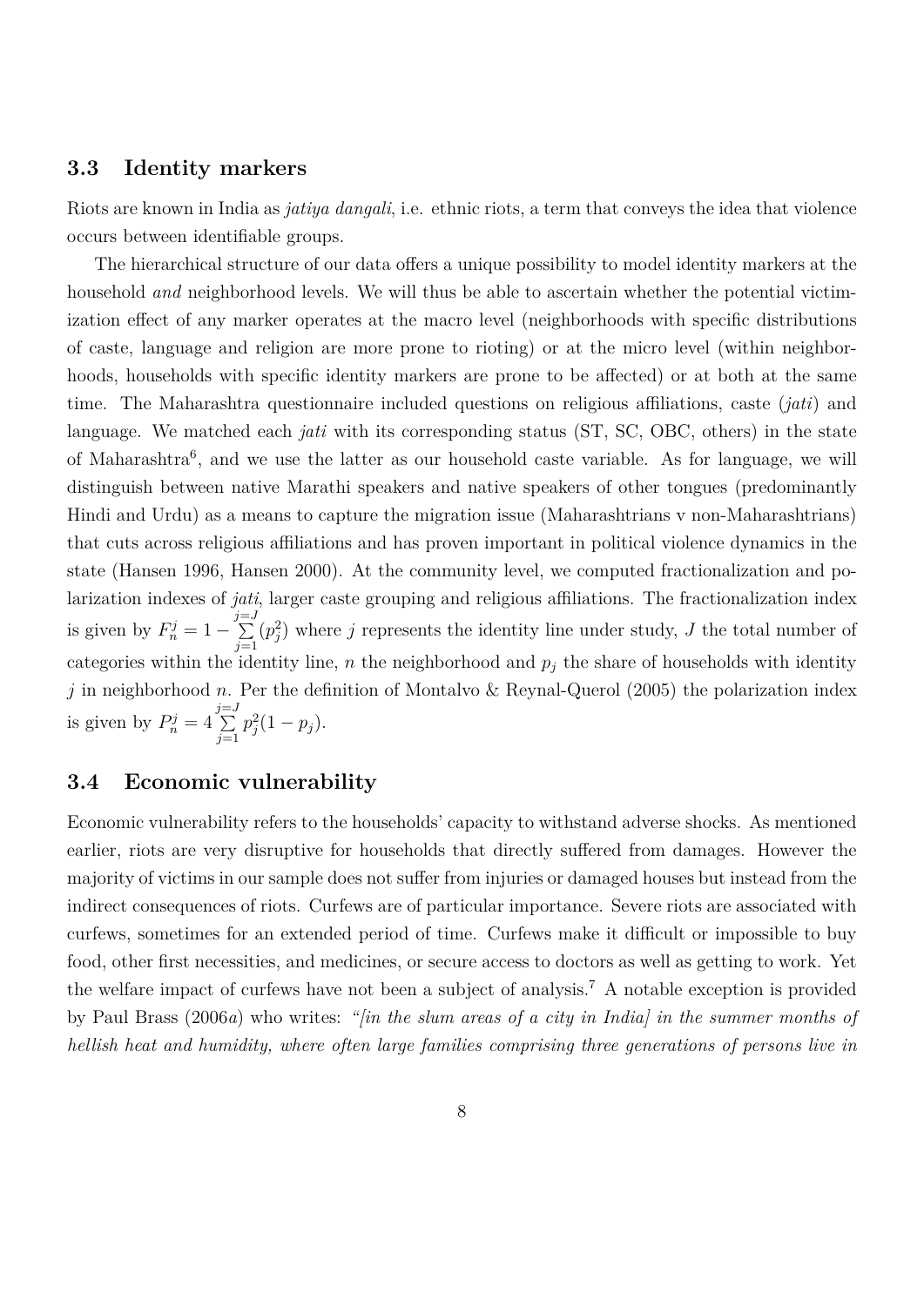## 3.3 Identity markers

Riots are known in India as *jatiya dangali*, i.e. ethnic riots, a term that conveys the idea that violence occurs between identifiable groups.

The hierarchical structure of our data offers a unique possibility to model identity markers at the household *and* neighborhood levels. We will thus be able to ascertain whether the potential victimization effect of any marker operates at the macro level (neighborhoods with specific distributions of caste, language and religion are more prone to rioting) or at the micro level (within neighborhoods, households with specific identity markers are prone to be affected) or at both at the same time. The Maharashtra questionnaire included questions on religious affiliations, caste (*jati*) and language. We matched each *jati* with its corresponding status (ST, SC, OBC, others) in the state of Maharashtra[6], and we use the latter as our household caste variable. As for language, we will distinguish between native Marathi speakers and native speakers of other tongues (predominantly Hindi and Urdu) as a means to capture the migration issue (Maharashtrians v non-Maharashtrians) that cuts across religious affiliations and has proven important in political violence dynamics in the state (Hansen 1996, Hansen 2000). At the community level, we computed fractionalization and polarization indexes of *jati*, larger caste grouping and religious affiliations. The fractionalization index is given by $F_n^j = 1 - \sum_{j=1}^{j=J}(p_j^2)$ where $j$ represents the identity line under study, $J$ the total number of categories within the identity line, $n$ the neighborhood and $p_j$ the share of households with identity $j$ in neighborhood $n$. Per the definition of Montalvo & Reynal-Querol (2005) the polarization index is given by $P_n^j = 4\sum_{j=1}^{j=J} p_j^2(1-p_j)$.

## 3.4 Economic vulnerability

Economic vulnerability refers to the households' capacity to withstand adverse shocks. As mentioned earlier, riots are very disruptive for households that directly suffered from damages. However the majority of victims in our sample does not suffer from injuries or damaged houses but instead from the indirect consequences of riots. Curfews are of particular importance. Severe riots are associated with curfews, sometimes for an extended period of time. Curfews make it difficult or impossible to buy food, other first necessities, and medicines, or secure access to doctors as well as getting to work. Yet the welfare impact of curfews have not been a subject of analysis.[7] A notable exception is provided by Paul Brass (2006*a*) who writes: *"[in the slum areas of a city in India] in the summer months of hellish heat and humidity, where often large families comprising three generations of persons live in*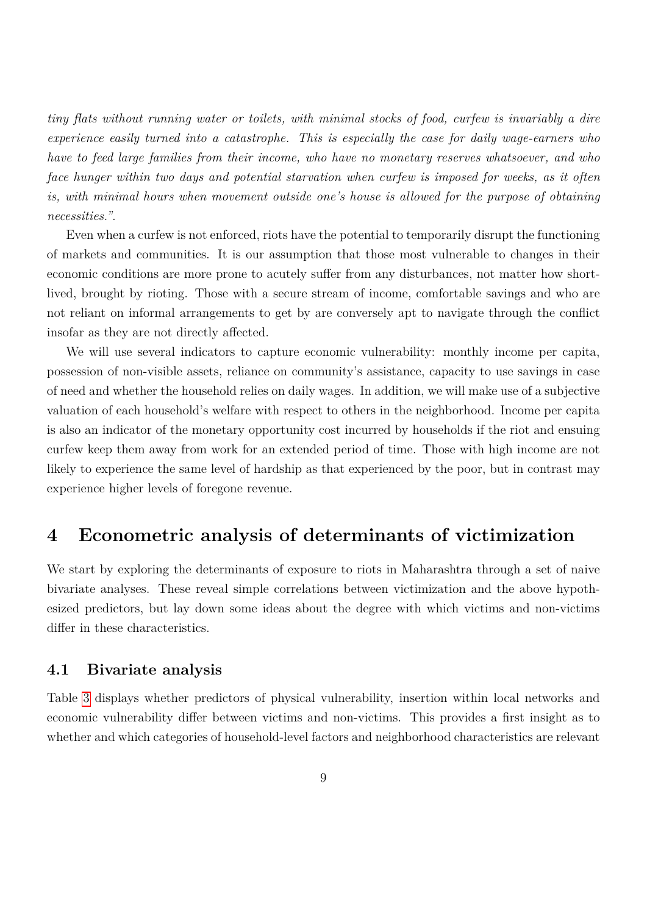*tiny flats without running water or toilets, with minimal stocks of food, curfew is invariably a dire experience easily turned into a catastrophe. This is especially the case for daily wage-earners who have to feed large families from their income, who have no monetary reserves whatsoever, and who face hunger within two days and potential starvation when curfew is imposed for weeks, as it often is, with minimal hours when movement outside one's house is allowed for the purpose of obtaining necessities.".*

Even when a curfew is not enforced, riots have the potential to temporarily disrupt the functioning of markets and communities. It is our assumption that those most vulnerable to changes in their economic conditions are more prone to acutely suffer from any disturbances, not matter how short-lived, brought by rioting. Those with a secure stream of income, comfortable savings and who are not reliant on informal arrangements to get by are conversely apt to navigate through the conflict insofar as they are not directly affected.

We will use several indicators to capture economic vulnerability: monthly income per capita, possession of non-visible assets, reliance on community's assistance, capacity to use savings in case of need and whether the household relies on daily wages. In addition, we will make use of a subjective valuation of each household's welfare with respect to others in the neighborhood. Income per capita is also an indicator of the monetary opportunity cost incurred by households if the riot and ensuing curfew keep them away from work for an extended period of time. Those with high income are not likely to experience the same level of hardship as that experienced by the poor, but in contrast may experience higher levels of foregone revenue.

# 4 Econometric analysis of determinants of victimization

We start by exploring the determinants of exposure to riots in Maharashtra through a set of naive bivariate analyses. These reveal simple correlations between victimization and the above hypothesized predictors, but lay down some ideas about the degree with which victims and non-victims differ in these characteristics.

## 4.1 Bivariate analysis

Table 3 displays whether predictors of physical vulnerability, insertion within local networks and economic vulnerability differ between victims and non-victims. This provides a first insight as to whether and which categories of household-level factors and neighborhood characteristics are relevant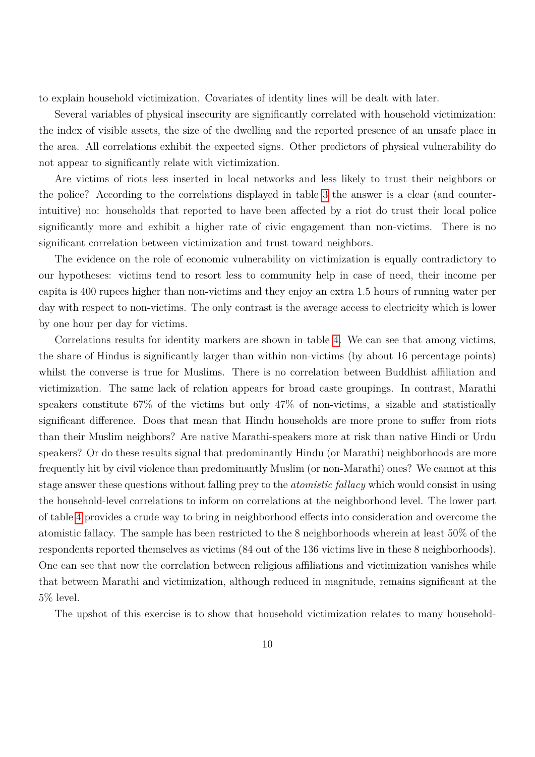to explain household victimization. Covariates of identity lines will be dealt with later.

Several variables of physical insecurity are significantly correlated with household victimization: the index of visible assets, the size of the dwelling and the reported presence of an unsafe place in the area. All correlations exhibit the expected signs. Other predictors of physical vulnerability do not appear to significantly relate with victimization.

Are victims of riots less inserted in local networks and less likely to trust their neighbors or the police? According to the correlations displayed in table 3 the answer is a clear (and counter-intuitive) no: households that reported to have been affected by a riot do trust their local police significantly more and exhibit a higher rate of civic engagement than non-victims. There is no significant correlation between victimization and trust toward neighbors.

The evidence on the role of economic vulnerability on victimization is equally contradictory to our hypotheses: victims tend to resort less to community help in case of need, their income per capita is 400 rupees higher than non-victims and they enjoy an extra 1.5 hours of running water per day with respect to non-victims. The only contrast is the average access to electricity which is lower by one hour per day for victims.

Correlations results for identity markers are shown in table 4. We can see that among victims, the share of Hindus is significantly larger than within non-victims (by about 16 percentage points) whilst the converse is true for Muslims. There is no correlation between Buddhist affiliation and victimization. The same lack of relation appears for broad caste groupings. In contrast, Marathi speakers constitute 67% of the victims but only 47% of non-victims, a sizable and statistically significant difference. Does that mean that Hindu households are more prone to suffer from riots than their Muslim neighbors? Are native Marathi-speakers more at risk than native Hindi or Urdu speakers? Or do these results signal that predominantly Hindu (or Marathi) neighborhoods are more frequently hit by civil violence than predominantly Muslim (or non-Marathi) ones? We cannot at this stage answer these questions without falling prey to the *atomistic fallacy* which would consist in using the household-level correlations to inform on correlations at the neighborhood level. The lower part of table 4 provides a crude way to bring in neighborhood effects into consideration and overcome the atomistic fallacy. The sample has been restricted to the 8 neighborhoods wherein at least 50% of the respondents reported themselves as victims (84 out of the 136 victims live in these 8 neighborhoods). One can see that now the correlation between religious affiliations and victimization vanishes while that between Marathi and victimization, although reduced in magnitude, remains significant at the 5% level.

The upshot of this exercise is to show that household victimization relates to many household-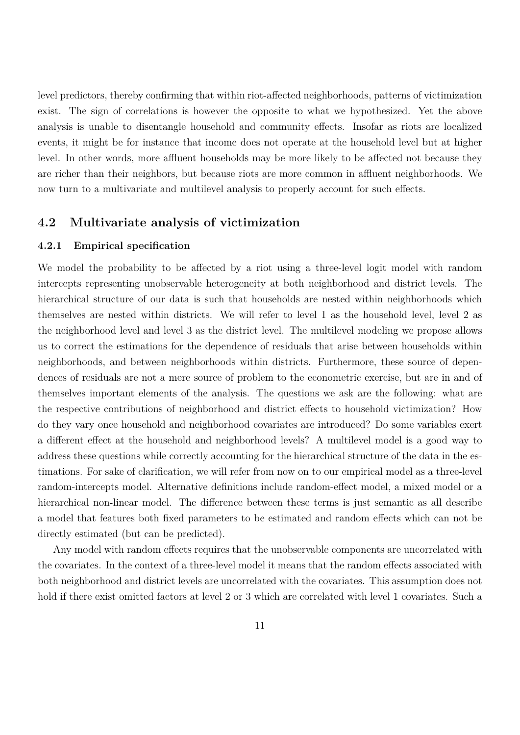level predictors, thereby confirming that within riot-affected neighborhoods, patterns of victimization exist. The sign of correlations is however the opposite to what we hypothesized. Yet the above analysis is unable to disentangle household and community effects. Insofar as riots are localized events, it might be for instance that income does not operate at the household level but at higher level. In other words, more affluent households may be more likely to be affected not because they are richer than their neighbors, but because riots are more common in affluent neighborhoods. We now turn to a multivariate and multilevel analysis to properly account for such effects.

## 4.2 Multivariate analysis of victimization

### 4.2.1 Empirical specification

We model the probability to be affected by a riot using a three-level logit model with random intercepts representing unobservable heterogeneity at both neighborhood and district levels. The hierarchical structure of our data is such that households are nested within neighborhoods which themselves are nested within districts. We will refer to level 1 as the household level, level 2 as the neighborhood level and level 3 as the district level. The multilevel modeling we propose allows us to correct the estimations for the dependence of residuals that arise between households within neighborhoods, and between neighborhoods within districts. Furthermore, these source of dependences of residuals are not a mere source of problem to the econometric exercise, but are in and of themselves important elements of the analysis. The questions we ask are the following: what are the respective contributions of neighborhood and district effects to household victimization? How do they vary once household and neighborhood covariates are introduced? Do some variables exert a different effect at the household and neighborhood levels? A multilevel model is a good way to address these questions while correctly accounting for the hierarchical structure of the data in the estimations. For sake of clarification, we will refer from now on to our empirical model as a three-level random-intercepts model. Alternative definitions include random-effect model, a mixed model or a hierarchical non-linear model. The difference between these terms is just semantic as all describe a model that features both fixed parameters to be estimated and random effects which can not be directly estimated (but can be predicted).

Any model with random effects requires that the unobservable components are uncorrelated with the covariates. In the context of a three-level model it means that the random effects associated with both neighborhood and district levels are uncorrelated with the covariates. This assumption does not hold if there exist omitted factors at level 2 or 3 which are correlated with level 1 covariates. Such a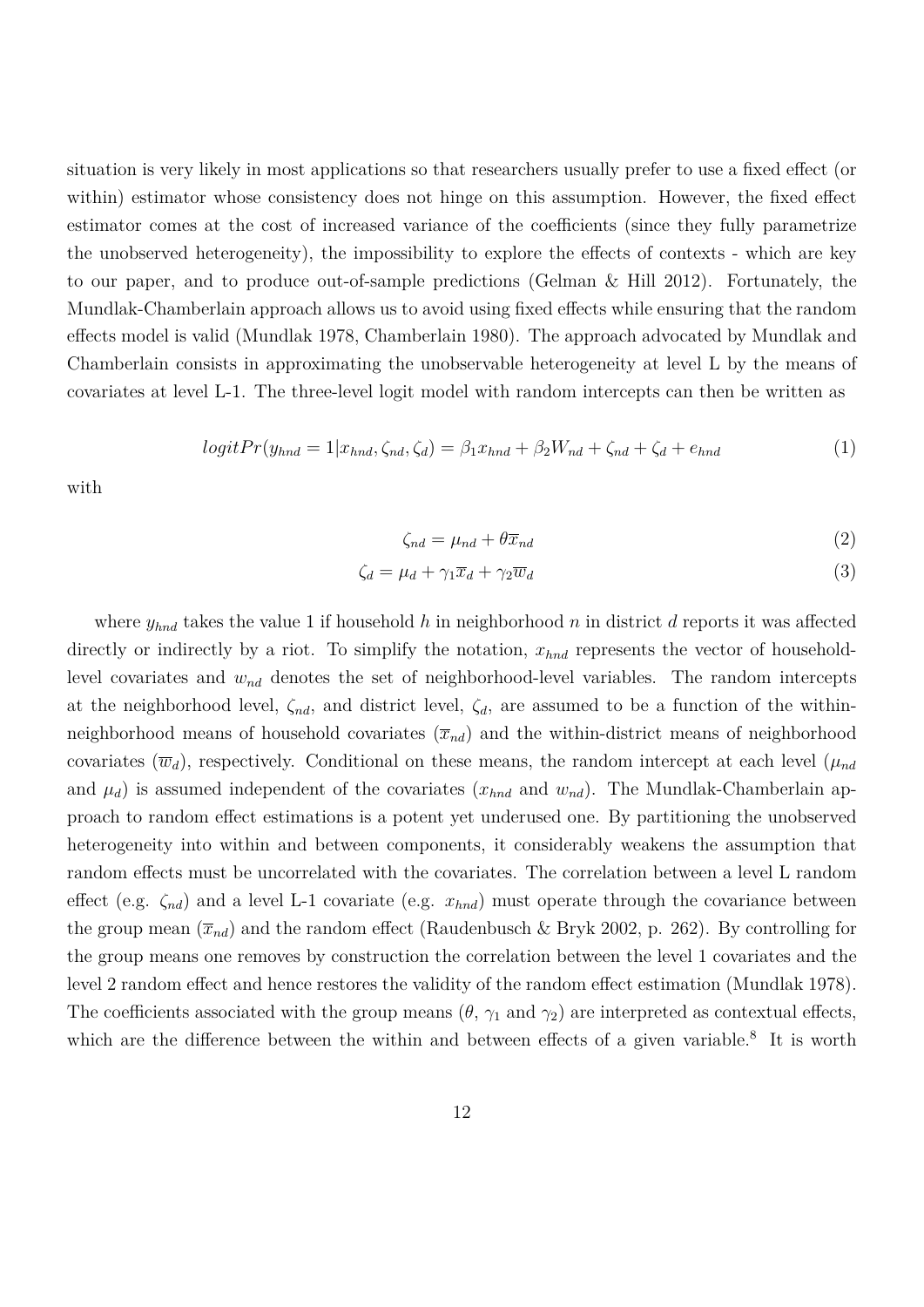situation is very likely in most applications so that researchers usually prefer to use a fixed effect (or within) estimator whose consistency does not hinge on this assumption. However, the fixed effect estimator comes at the cost of increased variance of the coefficients (since they fully parametrize the unobserved heterogeneity), the impossibility to explore the effects of contexts - which are key to our paper, and to produce out-of-sample predictions (Gelman & Hill 2012). Fortunately, the Mundlak-Chamberlain approach allows us to avoid using fixed effects while ensuring that the random effects model is valid (Mundlak 1978, Chamberlain 1980). The approach advocated by Mundlak and Chamberlain consists in approximating the unobservable heterogeneity at level L by the means of covariates at level L-1. The three-level logit model with random intercepts can then be written as

$$logitPr(y_{hnd} = 1 | x_{hnd}, \zeta_{nd}, \zeta_d) = \beta_1 x_{hnd} + \beta_2 W_{nd} + \zeta_{nd} + \zeta_d + e_{hnd} \tag{1}$$

with

$$\zeta_{nd} = \mu_{nd} + \theta \overline{x}_{nd} \tag{2}$$

$$\zeta_d = \mu_d + \gamma_1 \overline{x}_d + \gamma_2 \overline{w}_d \tag{3}$$

where $y_{hnd}$ takes the value 1 if household $h$ in neighborhood $n$ in district $d$ reports it was affected directly or indirectly by a riot. To simplify the notation, $x_{hnd}$ represents the vector of household-level covariates and $w_{nd}$ denotes the set of neighborhood-level variables. The random intercepts at the neighborhood level, $\zeta_{nd}$, and district level, $\zeta_d$, are assumed to be a function of the within-neighborhood means of household covariates ($\overline{x}_{nd}$) and the within-district means of neighborhood covariates ($\overline{w}_d$), respectively. Conditional on these means, the random intercept at each level ($\mu_{nd}$ and $\mu_d$) is assumed independent of the covariates ($x_{hnd}$ and $w_{nd}$). The Mundlak-Chamberlain approach to random effect estimations is a potent yet underused one. By partitioning the unobserved heterogeneity into within and between components, it considerably weakens the assumption that random effects must be uncorrelated with the covariates. The correlation between a level L random effect (e.g. $\zeta_{nd}$) and a level L-1 covariate (e.g. $x_{hnd}$) must operate through the covariance between the group mean ($\overline{x}_{nd}$) and the random effect (Raudenbusch & Bryk 2002, p. 262). By controlling for the group means one removes by construction the correlation between the level 1 covariates and the level 2 random effect and hence restores the validity of the random effect estimation (Mundlak 1978). The coefficients associated with the group means ($\theta$, $\gamma_1$ and $\gamma_2$) are interpreted as contextual effects, which are the difference between the within and between effects of a given variable.[8] It is worth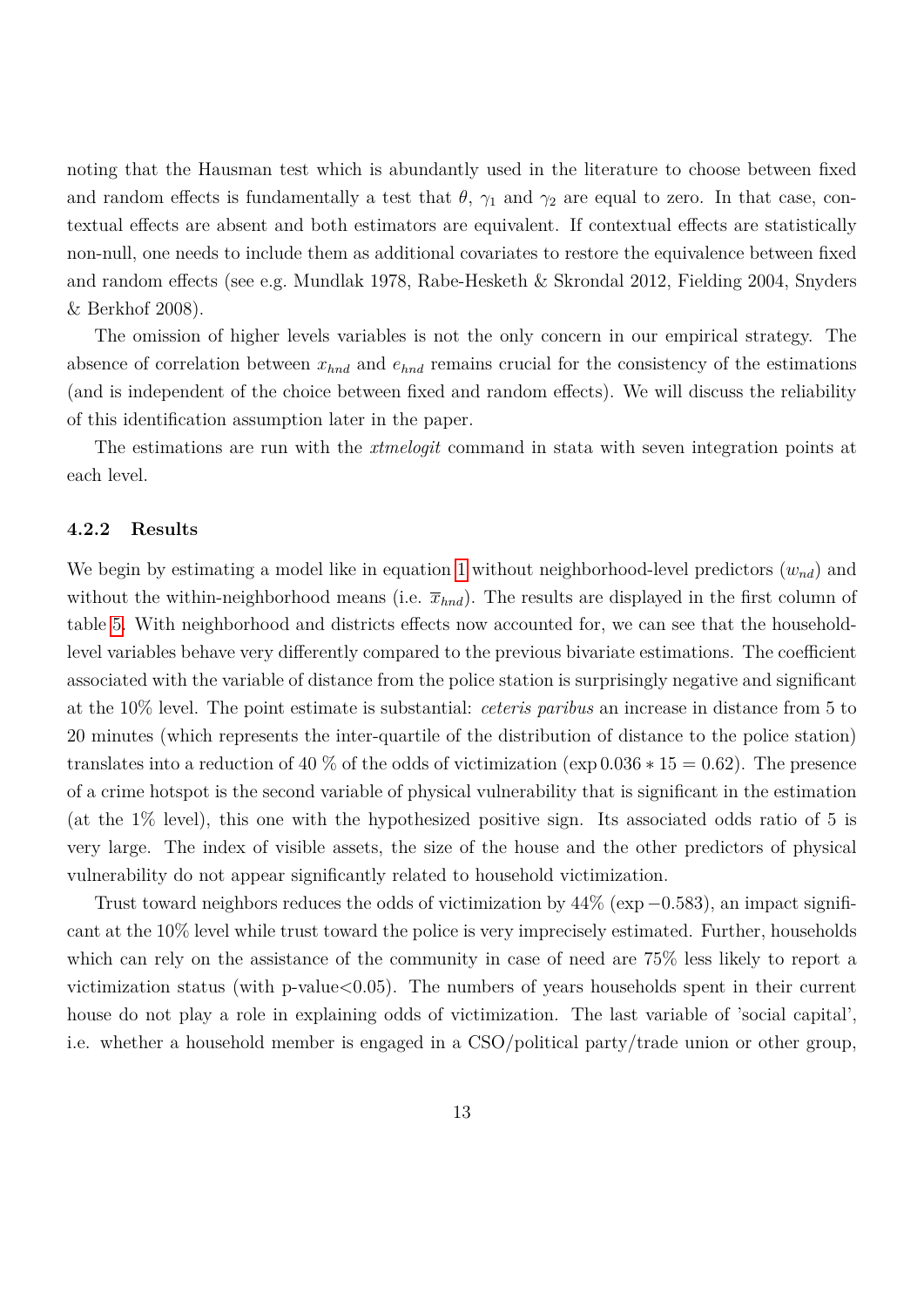noting that the Hausman test which is abundantly used in the literature to choose between fixed and random effects is fundamentally a test that $\theta$, $\gamma_1$ and $\gamma_2$ are equal to zero. In that case, contextual effects are absent and both estimators are equivalent. If contextual effects are statistically non-null, one needs to include them as additional covariates to restore the equivalence between fixed and random effects (see e.g. Mundlak 1978, Rabe-Hesketh & Skrondal 2012, Fielding 2004, Snyders & Berkhof 2008).

The omission of higher levels variables is not the only concern in our empirical strategy. The absence of correlation between $x_{hnd}$ and $e_{hnd}$ remains crucial for the consistency of the estimations (and is independent of the choice between fixed and random effects). We will discuss the reliability of this identification assumption later in the paper.

The estimations are run with the *xtmelogit* command in stata with seven integration points at each level.

### 4.2.2 Results

We begin by estimating a model like in equation 1 without neighborhood-level predictors ($w_{nd}$) and without the within-neighborhood means (i.e. $\overline{x}_{hnd}$). The results are displayed in the first column of table 5. With neighborhood and districts effects now accounted for, we can see that the household-level variables behave very differently compared to the previous bivariate estimations. The coefficient associated with the variable of distance from the police station is surprisingly negative and significant at the 10% level. The point estimate is substantial: *ceteris paribus* an increase in distance from 5 to 20 minutes (which represents the inter-quartile of the distribution of distance to the police station) translates into a reduction of 40 % of the odds of victimization ($\exp 0.036 * 15 = 0.62$). The presence of a crime hotspot is the second variable of physical vulnerability that is significant in the estimation (at the 1% level), this one with the hypothesized positive sign. Its associated odds ratio of 5 is very large. The index of visible assets, the size of the house and the other predictors of physical vulnerability do not appear significantly related to household victimization.

Trust toward neighbors reduces the odds of victimization by 44% ($\exp -0.583$), an impact significant at the 10% level while trust toward the police is very imprecisely estimated. Further, households which can rely on the assistance of the community in case of need are 75% less likely to report a victimization status (with p-value<0.05). The numbers of years households spent in their current house do not play a role in explaining odds of victimization. The last variable of 'social capital', i.e. whether a household member is engaged in a CSO/political party/trade union or other group,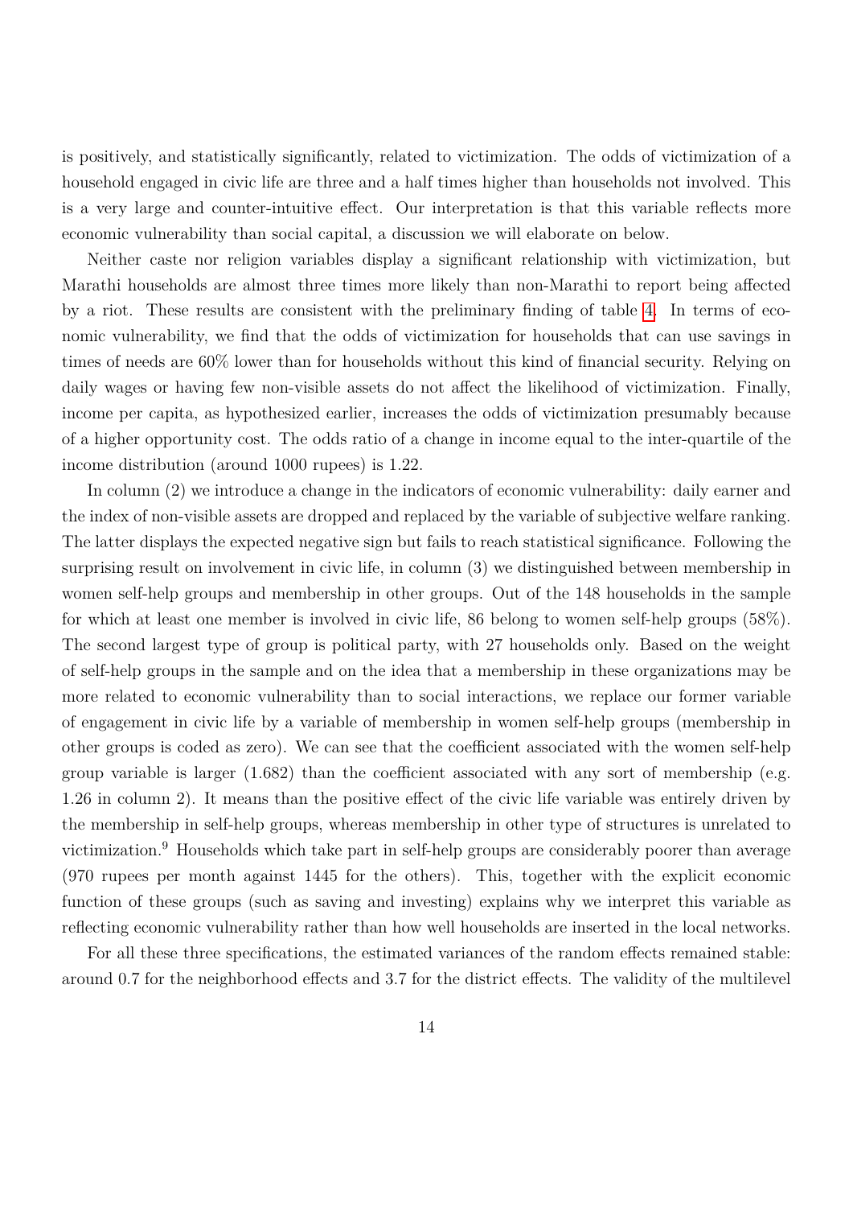is positively, and statistically significantly, related to victimization. The odds of victimization of a household engaged in civic life are three and a half times higher than households not involved. This is a very large and counter-intuitive effect. Our interpretation is that this variable reflects more economic vulnerability than social capital, a discussion we will elaborate on below.

Neither caste nor religion variables display a significant relationship with victimization, but Marathi households are almost three times more likely than non-Marathi to report being affected by a riot. These results are consistent with the preliminary finding of table 4. In terms of economic vulnerability, we find that the odds of victimization for households that can use savings in times of needs are 60% lower than for households without this kind of financial security. Relying on daily wages or having few non-visible assets do not affect the likelihood of victimization. Finally, income per capita, as hypothesized earlier, increases the odds of victimization presumably because of a higher opportunity cost. The odds ratio of a change in income equal to the inter-quartile of the income distribution (around 1000 rupees) is 1.22.

In column (2) we introduce a change in the indicators of economic vulnerability: daily earner and the index of non-visible assets are dropped and replaced by the variable of subjective welfare ranking. The latter displays the expected negative sign but fails to reach statistical significance. Following the surprising result on involvement in civic life, in column (3) we distinguished between membership in women self-help groups and membership in other groups. Out of the 148 households in the sample for which at least one member is involved in civic life, 86 belong to women self-help groups (58%). The second largest type of group is political party, with 27 households only. Based on the weight of self-help groups in the sample and on the idea that a membership in these organizations may be more related to economic vulnerability than to social interactions, we replace our former variable of engagement in civic life by a variable of membership in women self-help groups (membership in other groups is coded as zero). We can see that the coefficient associated with the women self-help group variable is larger (1.682) than the coefficient associated with any sort of membership (e.g. 1.26 in column 2). It means than the positive effect of the civic life variable was entirely driven by the membership in self-help groups, whereas membership in other type of structures is unrelated to victimization.[9] Households which take part in self-help groups are considerably poorer than average (970 rupees per month against 1445 for the others). This, together with the explicit economic function of these groups (such as saving and investing) explains why we interpret this variable as reflecting economic vulnerability rather than how well households are inserted in the local networks.

For all these three specifications, the estimated variances of the random effects remained stable: around 0.7 for the neighborhood effects and 3.7 for the district effects. The validity of the multilevel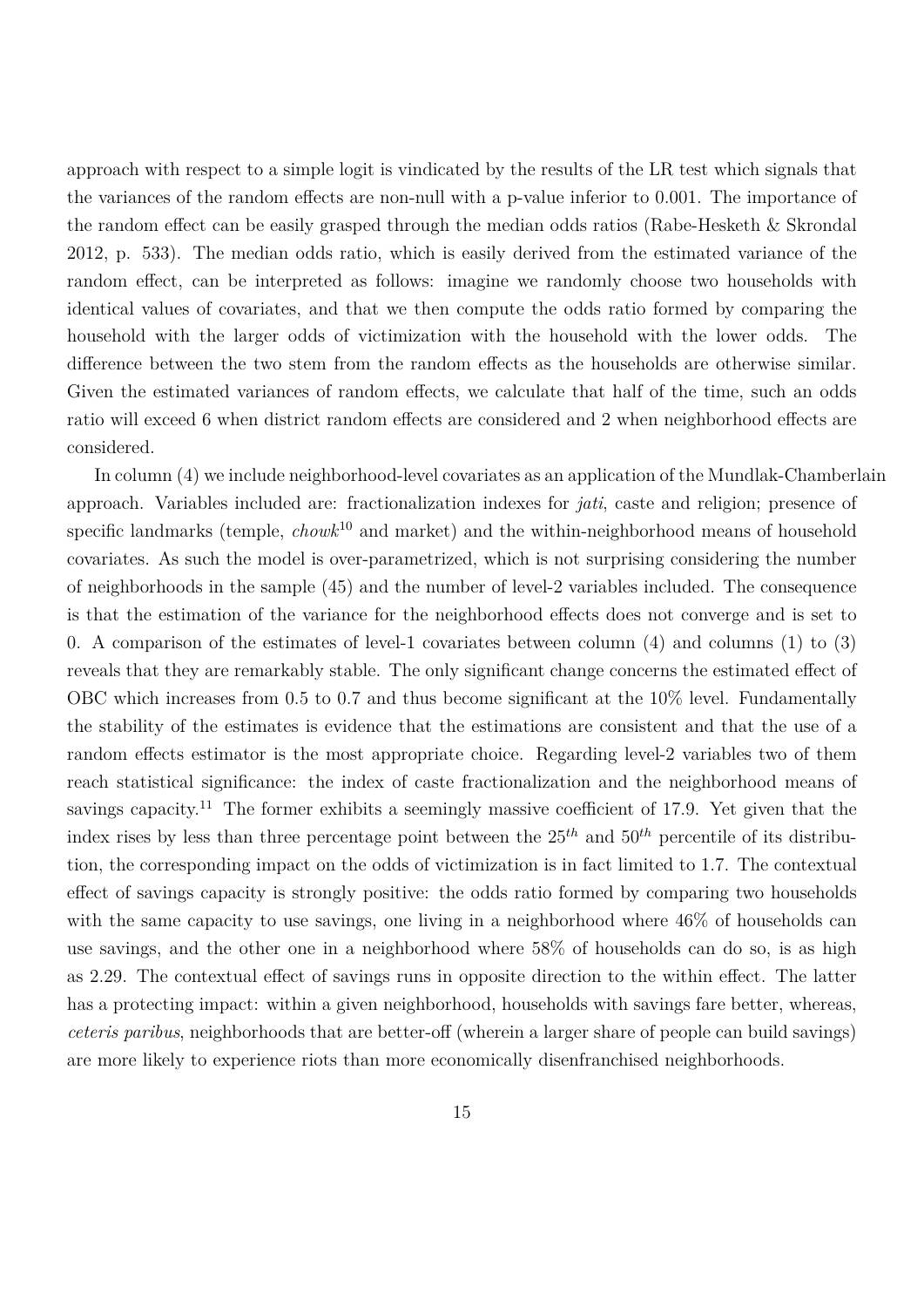approach with respect to a simple logit is vindicated by the results of the LR test which signals that the variances of the random effects are non-null with a p-value inferior to 0.001. The importance of the random effect can be easily grasped through the median odds ratios (Rabe-Hesketh & Skrondal 2012, p. 533). The median odds ratio, which is easily derived from the estimated variance of the random effect, can be interpreted as follows: imagine we randomly choose two households with identical values of covariates, and that we then compute the odds ratio formed by comparing the household with the larger odds of victimization with the household with the lower odds. The difference between the two stem from the random effects as the households are otherwise similar. Given the estimated variances of random effects, we calculate that half of the time, such an odds ratio will exceed 6 when district random effects are considered and 2 when neighborhood effects are considered.

In column (4) we include neighborhood-level covariates as an application of the Mundlak-Chamberlain approach. Variables included are: fractionalization indexes for *jati*, caste and religion; presence of specific landmarks (temple, *chowk*[10] and market) and the within-neighborhood means of household covariates. As such the model is over-parametrized, which is not surprising considering the number of neighborhoods in the sample (45) and the number of level-2 variables included. The consequence is that the estimation of the variance for the neighborhood effects does not converge and is set to 0. A comparison of the estimates of level-1 covariates between column (4) and columns (1) to (3) reveals that they are remarkably stable. The only significant change concerns the estimated effect of OBC which increases from 0.5 to 0.7 and thus become significant at the 10% level. Fundamentally the stability of the estimates is evidence that the estimations are consistent and that the use of a random effects estimator is the most appropriate choice. Regarding level-2 variables two of them reach statistical significance: the index of caste fractionalization and the neighborhood means of savings capacity.[11] The former exhibits a seemingly massive coefficient of 17.9. Yet given that the index rises by less than three percentage point between the $25^{th}$ and $50^{th}$ percentile of its distribution, the corresponding impact on the odds of victimization is in fact limited to 1.7. The contextual effect of savings capacity is strongly positive: the odds ratio formed by comparing two households with the same capacity to use savings, one living in a neighborhood where 46% of households can use savings, and the other one in a neighborhood where 58% of households can do so, is as high as 2.29. The contextual effect of savings runs in opposite direction to the within effect. The latter has a protecting impact: within a given neighborhood, households with savings fare better, whereas, *ceteris paribus*, neighborhoods that are better-off (wherein a larger share of people can build savings) are more likely to experience riots than more economically disenfranchised neighborhoods.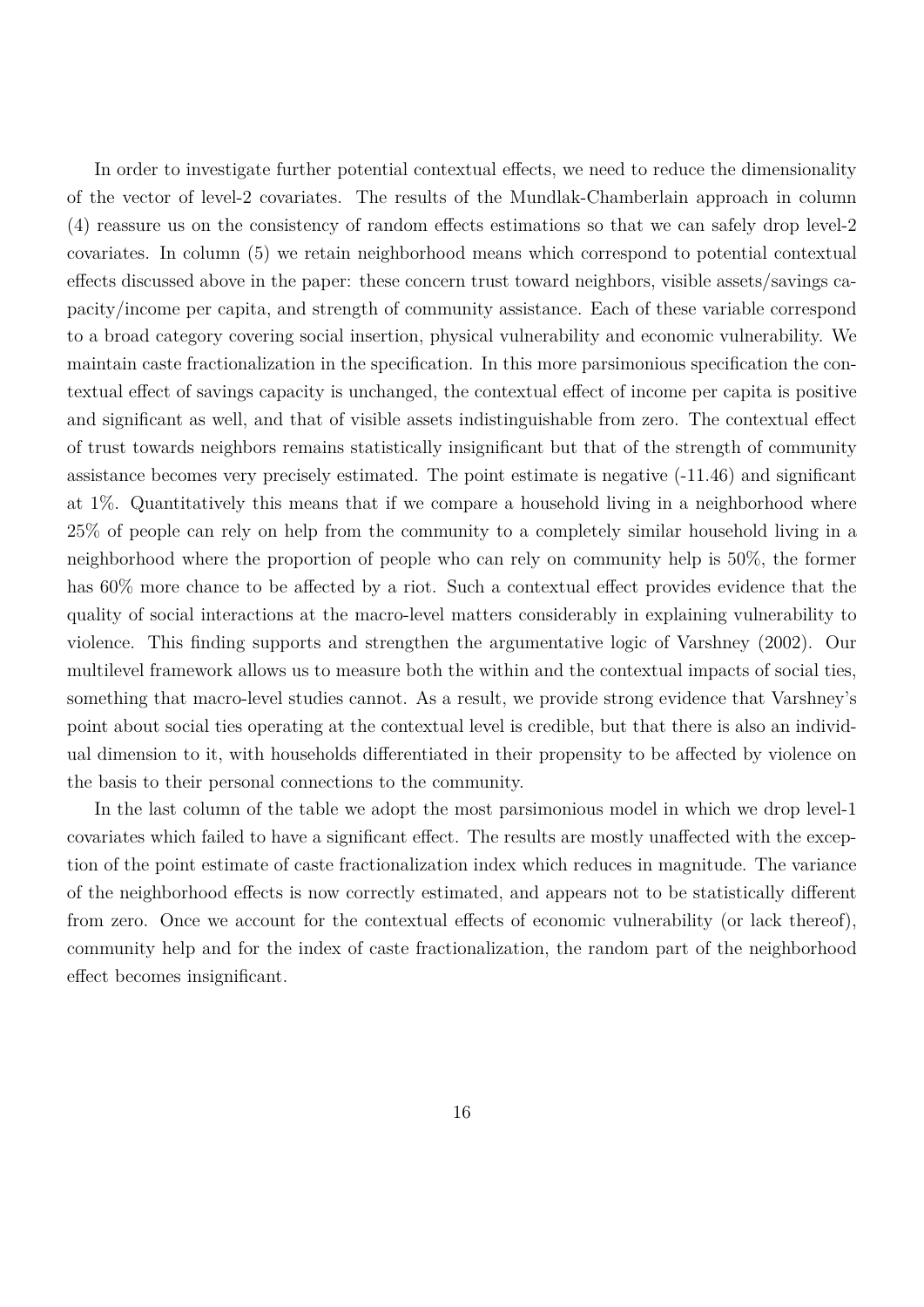In order to investigate further potential contextual effects, we need to reduce the dimensionality of the vector of level-2 covariates. The results of the Mundlak-Chamberlain approach in column (4) reassure us on the consistency of random effects estimations so that we can safely drop level-2 covariates. In column (5) we retain neighborhood means which correspond to potential contextual effects discussed above in the paper: these concern trust toward neighbors, visible assets/savings capacity/income per capita, and strength of community assistance. Each of these variable correspond to a broad category covering social insertion, physical vulnerability and economic vulnerability. We maintain caste fractionalization in the specification. In this more parsimonious specification the contextual effect of savings capacity is unchanged, the contextual effect of income per capita is positive and significant as well, and that of visible assets indistinguishable from zero. The contextual effect of trust towards neighbors remains statistically insignificant but that of the strength of community assistance becomes very precisely estimated. The point estimate is negative (-11.46) and significant at 1%. Quantitatively this means that if we compare a household living in a neighborhood where 25% of people can rely on help from the community to a completely similar household living in a neighborhood where the proportion of people who can rely on community help is 50%, the former has 60% more chance to be affected by a riot. Such a contextual effect provides evidence that the quality of social interactions at the macro-level matters considerably in explaining vulnerability to violence. This finding supports and strengthen the argumentative logic of Varshney (2002). Our multilevel framework allows us to measure both the within and the contextual impacts of social ties, something that macro-level studies cannot. As a result, we provide strong evidence that Varshney's point about social ties operating at the contextual level is credible, but that there is also an individual dimension to it, with households differentiated in their propensity to be affected by violence on the basis to their personal connections to the community.

In the last column of the table we adopt the most parsimonious model in which we drop level-1 covariates which failed to have a significant effect. The results are mostly unaffected with the exception of the point estimate of caste fractionalization index which reduces in magnitude. The variance of the neighborhood effects is now correctly estimated, and appears not to be statistically different from zero. Once we account for the contextual effects of economic vulnerability (or lack thereof), community help and for the index of caste fractionalization, the random part of the neighborhood effect becomes insignificant.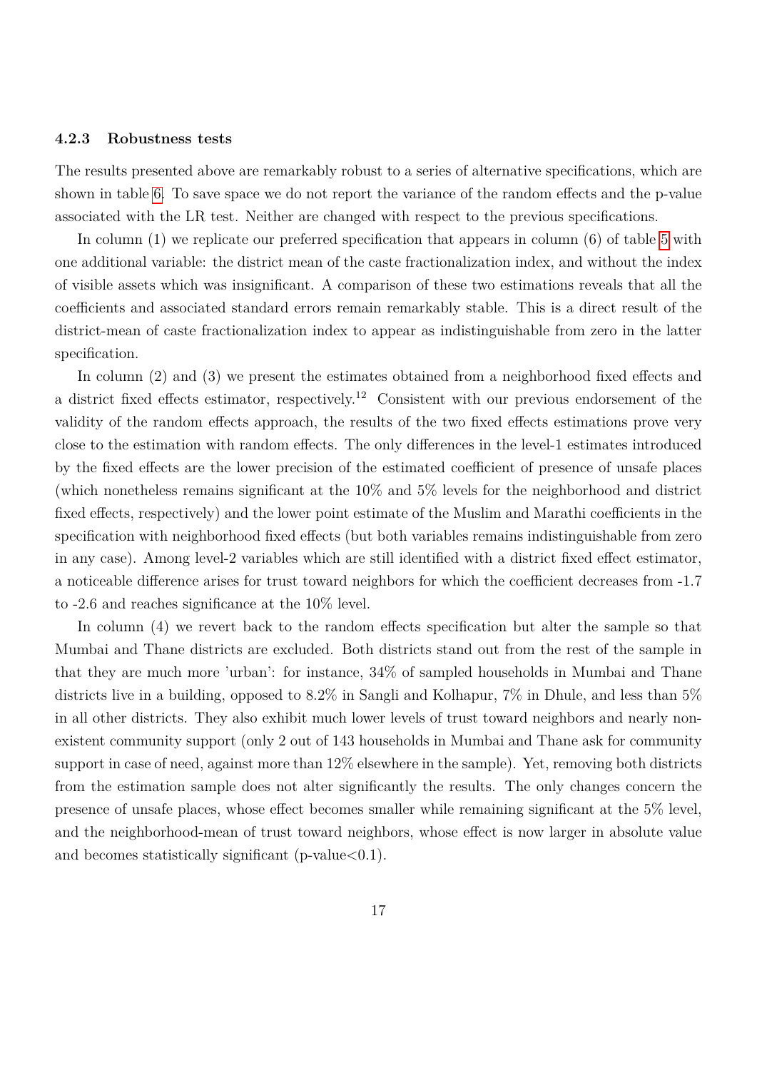### 4.2.3 Robustness tests

The results presented above are remarkably robust to a series of alternative specifications, which are shown in table 6. To save space we do not report the variance of the random effects and the p-value associated with the LR test. Neither are changed with respect to the previous specifications.

In column (1) we replicate our preferred specification that appears in column (6) of table 5 with one additional variable: the district mean of the caste fractionalization index, and without the index of visible assets which was insignificant. A comparison of these two estimations reveals that all the coefficients and associated standard errors remain remarkably stable. This is a direct result of the district-mean of caste fractionalization index to appear as indistinguishable from zero in the latter specification.

In column (2) and (3) we present the estimates obtained from a neighborhood fixed effects and a district fixed effects estimator, respectively.[12] Consistent with our previous endorsement of the validity of the random effects approach, the results of the two fixed effects estimations prove very close to the estimation with random effects. The only differences in the level-1 estimates introduced by the fixed effects are the lower precision of the estimated coefficient of presence of unsafe places (which nonetheless remains significant at the 10% and 5% levels for the neighborhood and district fixed effects, respectively) and the lower point estimate of the Muslim and Marathi coefficients in the specification with neighborhood fixed effects (but both variables remains indistinguishable from zero in any case). Among level-2 variables which are still identified with a district fixed effect estimator, a noticeable difference arises for trust toward neighbors for which the coefficient decreases from -1.7 to -2.6 and reaches significance at the 10% level.

In column (4) we revert back to the random effects specification but alter the sample so that Mumbai and Thane districts are excluded. Both districts stand out from the rest of the sample in that they are much more 'urban': for instance, 34% of sampled households in Mumbai and Thane districts live in a building, opposed to 8.2% in Sangli and Kolhapur, 7% in Dhule, and less than 5% in all other districts. They also exhibit much lower levels of trust toward neighbors and nearly non-existent community support (only 2 out of 143 households in Mumbai and Thane ask for community support in case of need, against more than 12% elsewhere in the sample). Yet, removing both districts from the estimation sample does not alter significantly the results. The only changes concern the presence of unsafe places, whose effect becomes smaller while remaining significant at the 5% level, and the neighborhood-mean of trust toward neighbors, whose effect is now larger in absolute value and becomes statistically significant (p-value<0.1).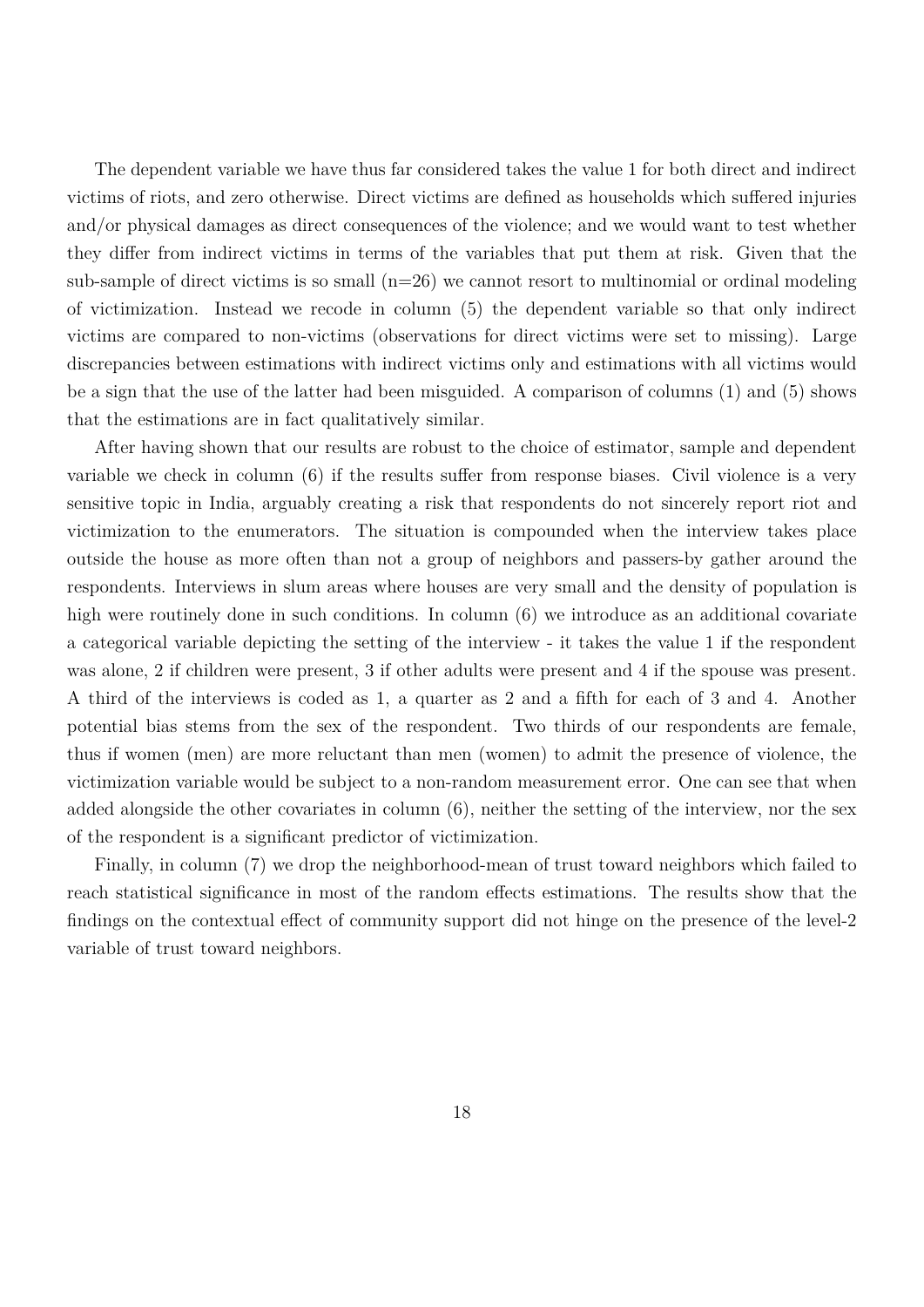The dependent variable we have thus far considered takes the value 1 for both direct and indirect victims of riots, and zero otherwise. Direct victims are defined as households which suffered injuries and/or physical damages as direct consequences of the violence; and we would want to test whether they differ from indirect victims in terms of the variables that put them at risk. Given that the sub-sample of direct victims is so small (n=26) we cannot resort to multinomial or ordinal modeling of victimization. Instead we recode in column (5) the dependent variable so that only indirect victims are compared to non-victims (observations for direct victims were set to missing). Large discrepancies between estimations with indirect victims only and estimations with all victims would be a sign that the use of the latter had been misguided. A comparison of columns (1) and (5) shows that the estimations are in fact qualitatively similar.

After having shown that our results are robust to the choice of estimator, sample and dependent variable we check in column (6) if the results suffer from response biases. Civil violence is a very sensitive topic in India, arguably creating a risk that respondents do not sincerely report riot and victimization to the enumerators. The situation is compounded when the interview takes place outside the house as more often than not a group of neighbors and passers-by gather around the respondents. Interviews in slum areas where houses are very small and the density of population is high were routinely done in such conditions. In column (6) we introduce as an additional covariate a categorical variable depicting the setting of the interview - it takes the value 1 if the respondent was alone, 2 if children were present, 3 if other adults were present and 4 if the spouse was present. A third of the interviews is coded as 1, a quarter as 2 and a fifth for each of 3 and 4. Another potential bias stems from the sex of the respondent. Two thirds of our respondents are female, thus if women (men) are more reluctant than men (women) to admit the presence of violence, the victimization variable would be subject to a non-random measurement error. One can see that when added alongside the other covariates in column (6), neither the setting of the interview, nor the sex of the respondent is a significant predictor of victimization.

Finally, in column (7) we drop the neighborhood-mean of trust toward neighbors which failed to reach statistical significance in most of the random effects estimations. The results show that the findings on the contextual effect of community support did not hinge on the presence of the level-2 variable of trust toward neighbors.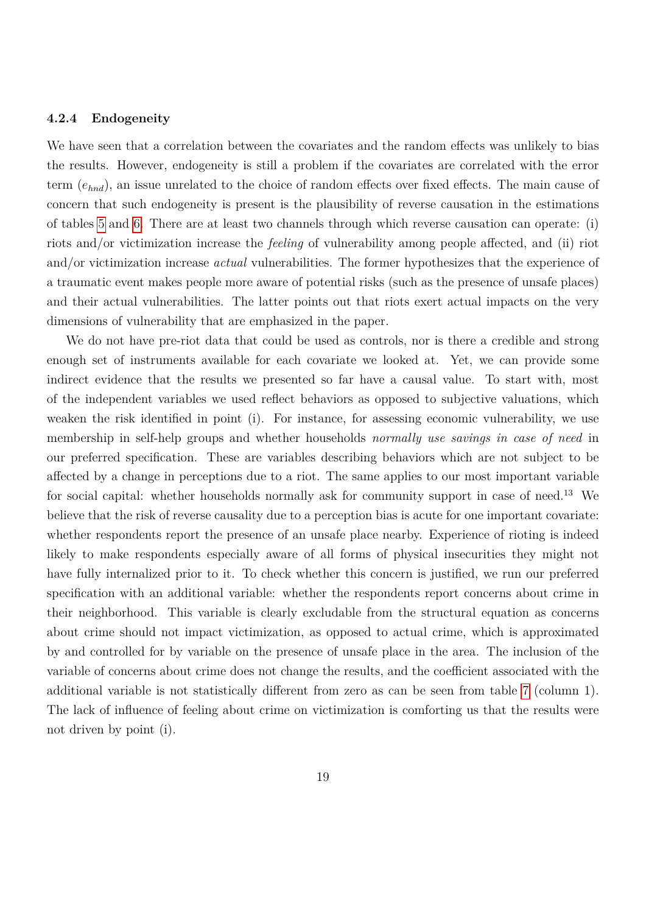#### 4.2.4 Endogeneity

We have seen that a correlation between the covariates and the random effects was unlikely to bias the results. However, endogeneity is still a problem if the covariates are correlated with the error term ($e_{hnd}$), an issue unrelated to the choice of random effects over fixed effects. The main cause of concern that such endogeneity is present is the plausibility of reverse causation in the estimations of tables 5 and 6. There are at least two channels through which reverse causation can operate: (i) riots and/or victimization increase the *feeling* of vulnerability among people affected, and (ii) riot and/or victimization increase *actual* vulnerabilities. The former hypothesizes that the experience of a traumatic event makes people more aware of potential risks (such as the presence of unsafe places) and their actual vulnerabilities. The latter points out that riots exert actual impacts on the very dimensions of vulnerability that are emphasized in the paper.

We do not have pre-riot data that could be used as controls, nor is there a credible and strong enough set of instruments available for each covariate we looked at. Yet, we can provide some indirect evidence that the results we presented so far have a causal value. To start with, most of the independent variables we used reflect behaviors as opposed to subjective valuations, which weaken the risk identified in point (i). For instance, for assessing economic vulnerability, we use membership in self-help groups and whether households *normally use savings in case of need* in our preferred specification. These are variables describing behaviors which are not subject to be affected by a change in perceptions due to a riot. The same applies to our most important variable for social capital: whether households normally ask for community support in case of need.[13] We believe that the risk of reverse causality due to a perception bias is acute for one important covariate: whether respondents report the presence of an unsafe place nearby. Experience of rioting is indeed likely to make respondents especially aware of all forms of physical insecurities they might not have fully internalized prior to it. To check whether this concern is justified, we run our preferred specification with an additional variable: whether the respondents report concerns about crime in their neighborhood. This variable is clearly excludable from the structural equation as concerns about crime should not impact victimization, as opposed to actual crime, which is approximated by and controlled for by variable on the presence of unsafe place in the area. The inclusion of the variable of concerns about crime does not change the results, and the coefficient associated with the additional variable is not statistically different from zero as can be seen from table 7 (column 1). The lack of influence of feeling about crime on victimization is comforting us that the results were not driven by point (i).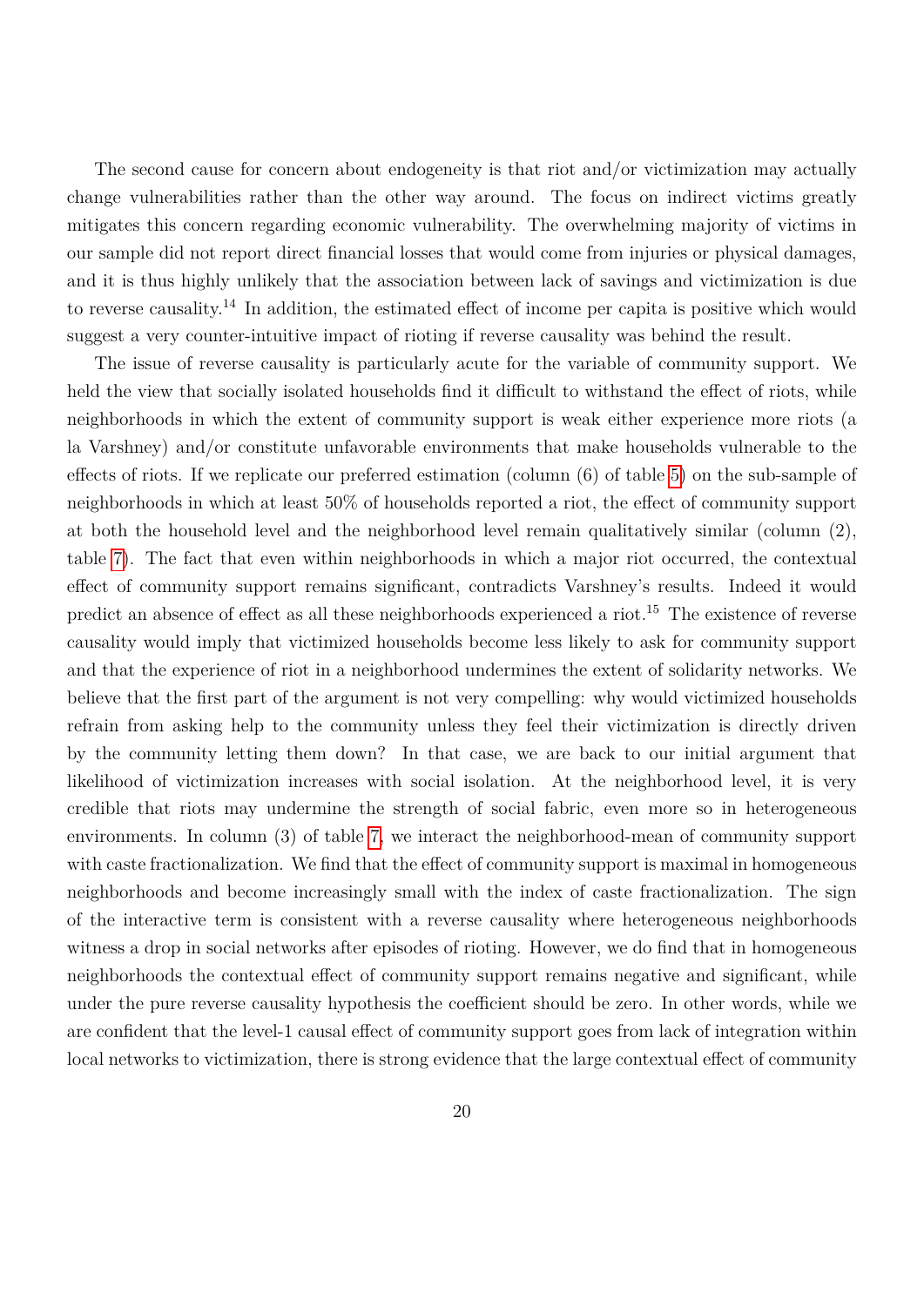The second cause for concern about endogeneity is that riot and/or victimization may actually change vulnerabilities rather than the other way around. The focus on indirect victims greatly mitigates this concern regarding economic vulnerability. The overwhelming majority of victims in our sample did not report direct financial losses that would come from injuries or physical damages, and it is thus highly unlikely that the association between lack of savings and victimization is due to reverse causality.[14] In addition, the estimated effect of income per capita is positive which would suggest a very counter-intuitive impact of rioting if reverse causality was behind the result.

The issue of reverse causality is particularly acute for the variable of community support. We held the view that socially isolated households find it difficult to withstand the effect of riots, while neighborhoods in which the extent of community support is weak either experience more riots (a la Varshney) and/or constitute unfavorable environments that make households vulnerable to the effects of riots. If we replicate our preferred estimation (column (6) of table 5) on the sub-sample of neighborhoods in which at least 50% of households reported a riot, the effect of community support at both the household level and the neighborhood level remain qualitatively similar (column (2), table 7). The fact that even within neighborhoods in which a major riot occurred, the contextual effect of community support remains significant, contradicts Varshney's results. Indeed it would predict an absence of effect as all these neighborhoods experienced a riot.[15] The existence of reverse causality would imply that victimized households become less likely to ask for community support and that the experience of riot in a neighborhood undermines the extent of solidarity networks. We believe that the first part of the argument is not very compelling: why would victimized households refrain from asking help to the community unless they feel their victimization is directly driven by the community letting them down? In that case, we are back to our initial argument that likelihood of victimization increases with social isolation. At the neighborhood level, it is very credible that riots may undermine the strength of social fabric, even more so in heterogeneous environments. In column (3) of table 7, we interact the neighborhood-mean of community support with caste fractionalization. We find that the effect of community support is maximal in homogeneous neighborhoods and become increasingly small with the index of caste fractionalization. The sign of the interactive term is consistent with a reverse causality where heterogeneous neighborhoods witness a drop in social networks after episodes of rioting. However, we do find that in homogeneous neighborhoods the contextual effect of community support remains negative and significant, while under the pure reverse causality hypothesis the coefficient should be zero. In other words, while we are confident that the level-1 causal effect of community support goes from lack of integration within local networks to victimization, there is strong evidence that the large contextual effect of community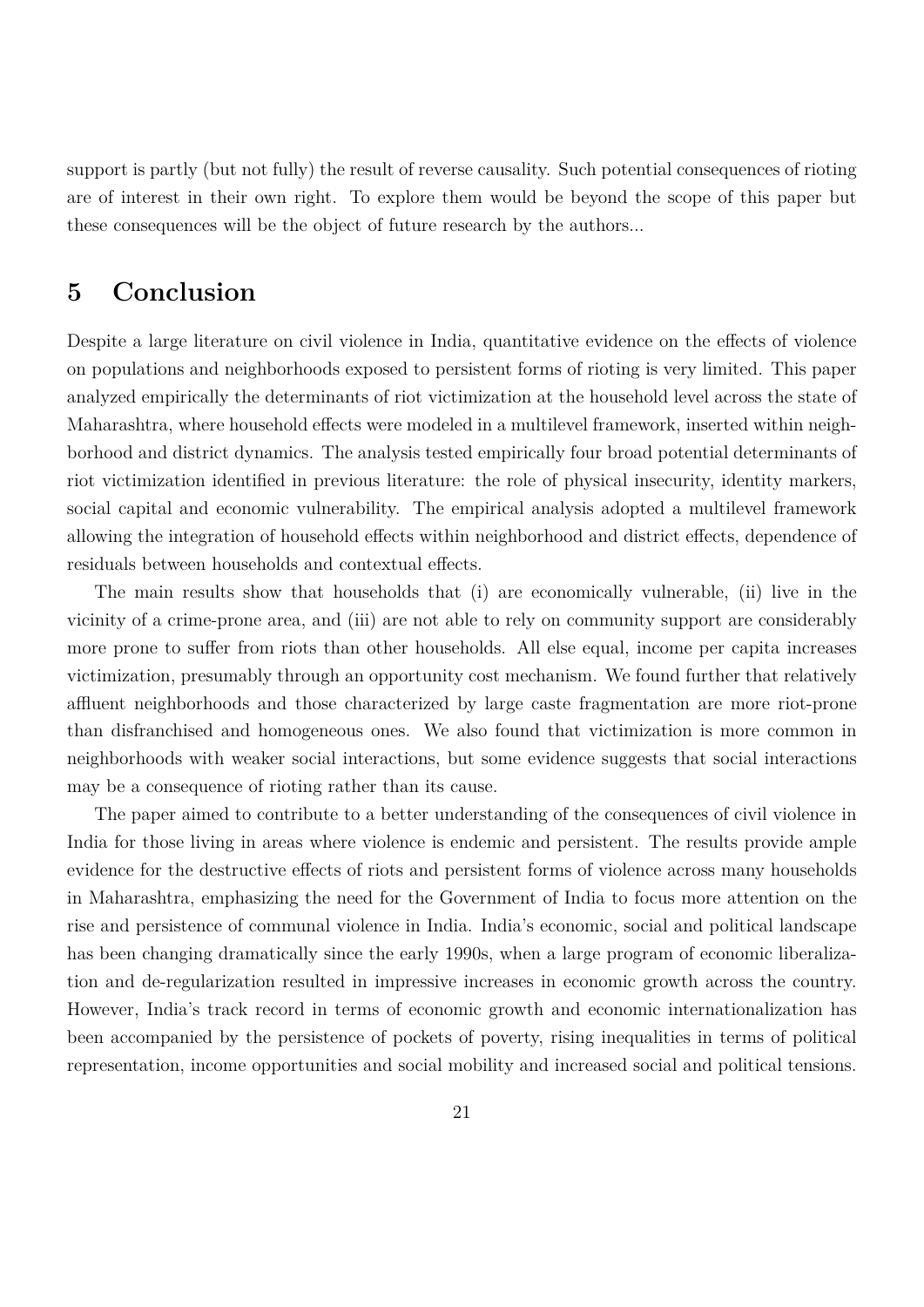support is partly (but not fully) the result of reverse causality. Such potential consequences of rioting are of interest in their own right. To explore them would be beyond the scope of this paper but these consequences will be the object of future research by the authors...

# 5 Conclusion

Despite a large literature on civil violence in India, quantitative evidence on the effects of violence on populations and neighborhoods exposed to persistent forms of rioting is very limited. This paper analyzed empirically the determinants of riot victimization at the household level across the state of Maharashtra, where household effects were modeled in a multilevel framework, inserted within neighborhood and district dynamics. The analysis tested empirically four broad potential determinants of riot victimization identified in previous literature: the role of physical insecurity, identity markers, social capital and economic vulnerability. The empirical analysis adopted a multilevel framework allowing the integration of household effects within neighborhood and district effects, dependence of residuals between households and contextual effects.

The main results show that households that (i) are economically vulnerable, (ii) live in the vicinity of a crime-prone area, and (iii) are not able to rely on community support are considerably more prone to suffer from riots than other households. All else equal, income per capita increases victimization, presumably through an opportunity cost mechanism. We found further that relatively affluent neighborhoods and those characterized by large caste fragmentation are more riot-prone than disfranchised and homogeneous ones. We also found that victimization is more common in neighborhoods with weaker social interactions, but some evidence suggests that social interactions may be a consequence of rioting rather than its cause.

The paper aimed to contribute to a better understanding of the consequences of civil violence in India for those living in areas where violence is endemic and persistent. The results provide ample evidence for the destructive effects of riots and persistent forms of violence across many households in Maharashtra, emphasizing the need for the Government of India to focus more attention on the rise and persistence of communal violence in India. India's economic, social and political landscape has been changing dramatically since the early 1990s, when a large program of economic liberalization and de-regularization resulted in impressive increases in economic growth across the country. However, India's track record in terms of economic growth and economic internationalization has been accompanied by the persistence of pockets of poverty, rising inequalities in terms of political representation, income opportunities and social mobility and increased social and political tensions.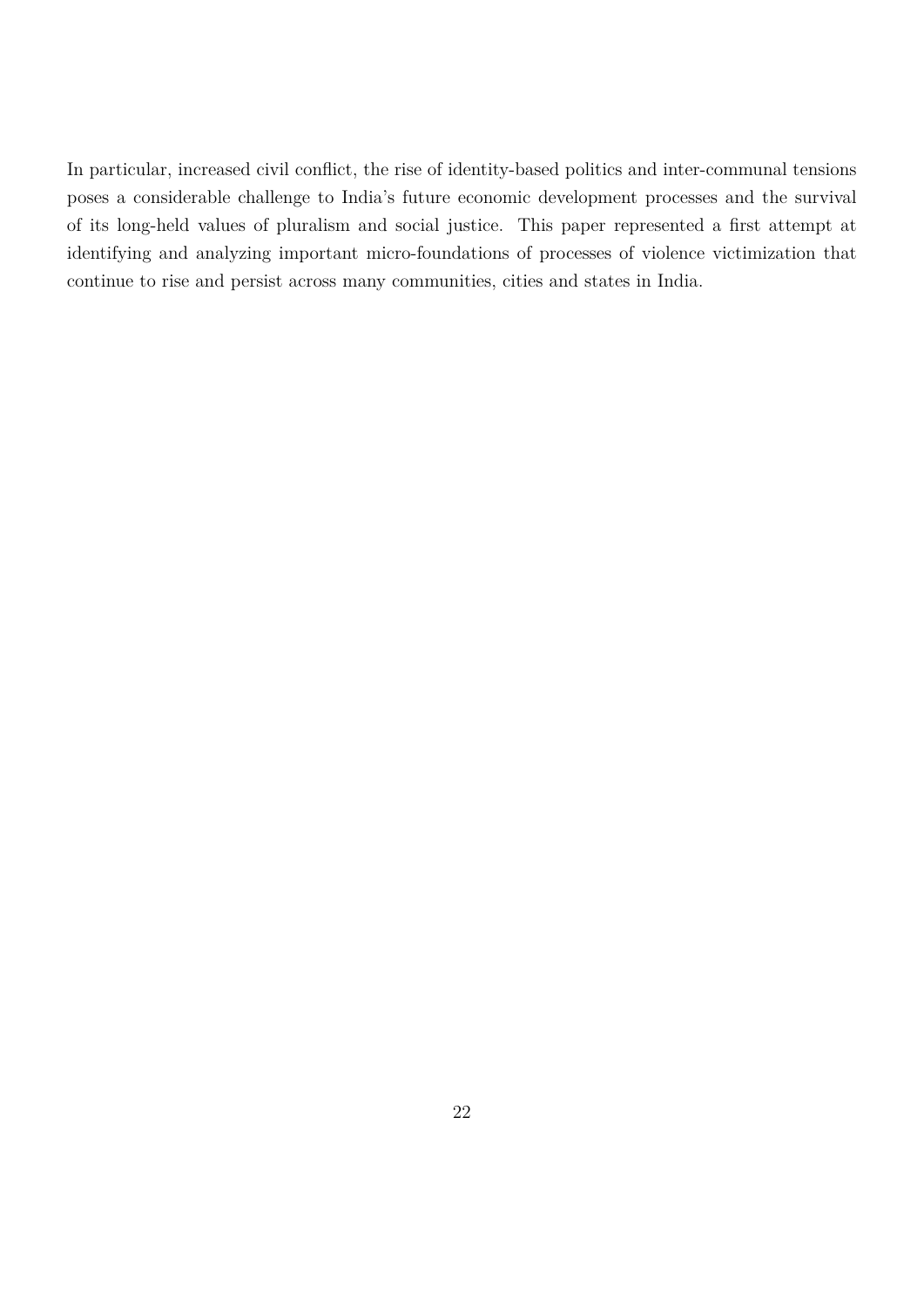In particular, increased civil conflict, the rise of identity-based politics and inter-communal tensions poses a considerable challenge to India's future economic development processes and the survival of its long-held values of pluralism and social justice. This paper represented a first attempt at identifying and analyzing important micro-foundations of processes of violence victimization that continue to rise and persist across many communities, cities and states in India.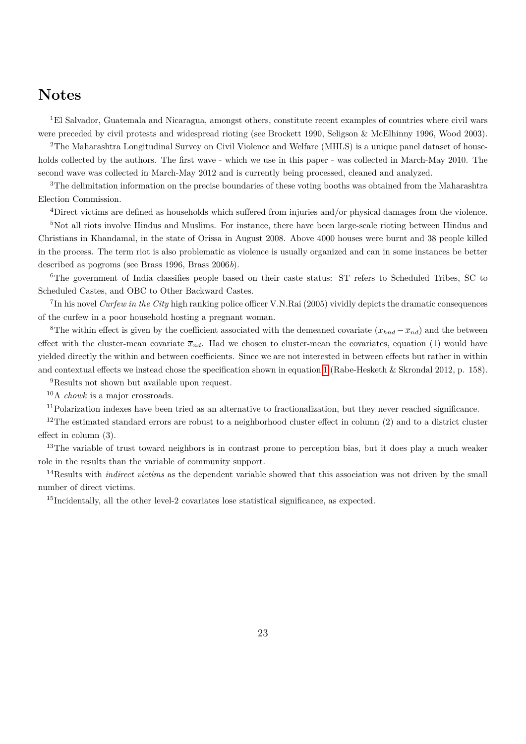# Notes

[1]El Salvador, Guatemala and Nicaragua, amongst others, constitute recent examples of countries where civil wars were preceded by civil protests and widespread rioting (see Brockett 1990, Seligson & McElhinny 1996, Wood 2003).

[2]The Maharashtra Longitudinal Survey on Civil Violence and Welfare (MHLS) is a unique panel dataset of households collected by the authors. The first wave - which we use in this paper - was collected in March-May 2010. The second wave was collected in March-May 2012 and is currently being processed, cleaned and analyzed.

[3]The delimitation information on the precise boundaries of these voting booths was obtained from the Maharashtra Election Commission.

[4]Direct victims are defined as households which suffered from injuries and/or physical damages from the violence.

[5]Not all riots involve Hindus and Muslims. For instance, there have been large-scale rioting between Hindus and Christians in Khandamal, in the state of Orissa in August 2008. Above 4000 houses were burnt and 38 people killed in the process. The term riot is also problematic as violence is usually organized and can in some instances be better described as pogroms (see Brass 1996, Brass 2006*b*).

[6]The government of India classifies people based on their caste status: ST refers to Scheduled Tribes, SC to Scheduled Castes, and OBC to Other Backward Castes.

[7]In his novel *Curfew in the City* high ranking police officer V.N.Rai (2005) vividly depicts the dramatic consequences of the curfew in a poor household hosting a pregnant woman.

[8]The within effect is given by the coefficient associated with the demeaned covariate $(x_{hnd} - \overline{x}_{nd})$ and the between effect with the cluster-mean covariate $\overline{x}_{nd}$. Had we chosen to cluster-mean the covariates, equation (1) would have yielded directly the within and between coefficients. Since we are not interested in between effects but rather in within and contextual effects we instead chose the specification shown in equation 1 (Rabe-Hesketh & Skrondal 2012, p. 158).

[9]Results not shown but available upon request.

[10]A *chowk* is a major crossroads.

[11]Polarization indexes have been tried as an alternative to fractionalization, but they never reached significance.

[12]The estimated standard errors are robust to a neighborhood cluster effect in column (2) and to a district cluster effect in column (3).

[13]The variable of trust toward neighbors is in contrast prone to perception bias, but it does play a much weaker role in the results than the variable of community support.

[14]Results with *indirect victims* as the dependent variable showed that this association was not driven by the small number of direct victims.

[15]Incidentally, all the other level-2 covariates lose statistical significance, as expected.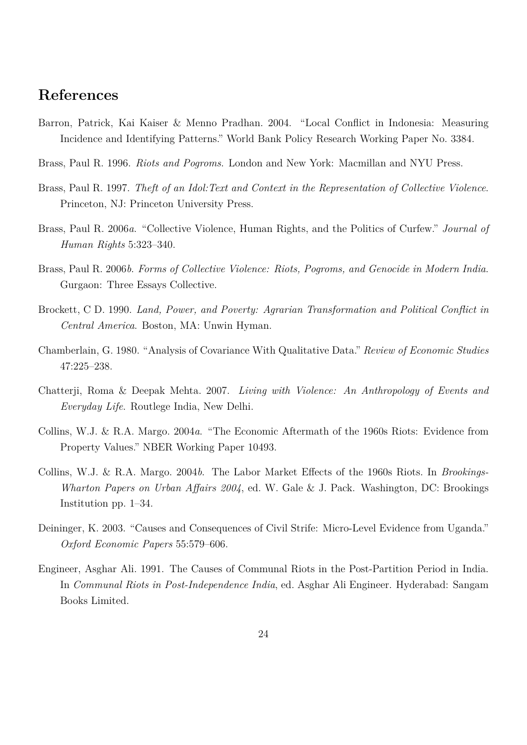# References

Barron, Patrick, Kai Kaiser & Menno Pradhan. 2004. "Local Conflict in Indonesia: Measuring Incidence and Identifying Patterns." World Bank Policy Research Working Paper No. 3384.

Brass, Paul R. 1996. *Riots and Pogroms*. London and New York: Macmillan and NYU Press.

Brass, Paul R. 1997. *Theft of an Idol:Text and Context in the Representation of Collective Violence*. Princeton, NJ: Princeton University Press.

Brass, Paul R. 2006*a*. "Collective Violence, Human Rights, and the Politics of Curfew." *Journal of Human Rights* 5:323–340.

Brass, Paul R. 2006*b*. *Forms of Collective Violence: Riots, Pogroms, and Genocide in Modern India*. Gurgaon: Three Essays Collective.

Brockett, C D. 1990. *Land, Power, and Poverty: Agrarian Transformation and Political Conflict in Central America*. Boston, MA: Unwin Hyman.

Chamberlain, G. 1980. "Analysis of Covariance With Qualitative Data." *Review of Economic Studies* 47:225–238.

Chatterji, Roma & Deepak Mehta. 2007. *Living with Violence: An Anthropology of Events and Everyday Life*. Routlege India, New Delhi.

Collins, W.J. & R.A. Margo. 2004*a*. "The Economic Aftermath of the 1960s Riots: Evidence from Property Values." NBER Working Paper 10493.

Collins, W.J. & R.A. Margo. 2004*b*. The Labor Market Effects of the 1960s Riots. In *Brookings-Wharton Papers on Urban Affairs 2004*, ed. W. Gale & J. Pack. Washington, DC: Brookings Institution pp. 1–34.

Deininger, K. 2003. "Causes and Consequences of Civil Strife: Micro-Level Evidence from Uganda." *Oxford Economic Papers* 55:579–606.

Engineer, Asghar Ali. 1991. The Causes of Communal Riots in the Post-Partition Period in India. In *Communal Riots in Post-Independence India*, ed. Asghar Ali Engineer. Hyderabad: Sangam Books Limited.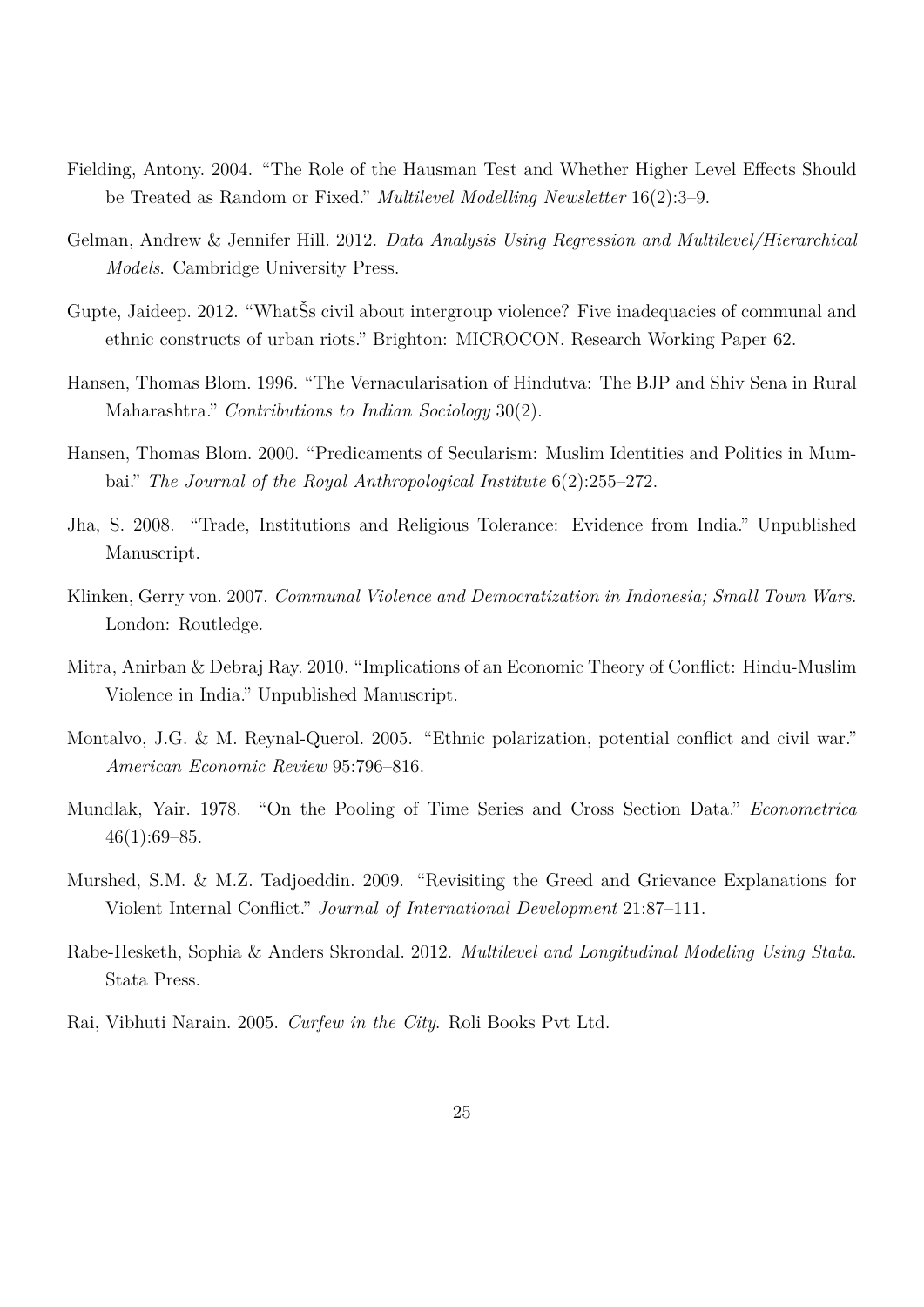Fielding, Antony. 2004. "The Role of the Hausman Test and Whether Higher Level Effects Should be Treated as Random or Fixed." *Multilevel Modelling Newsletter* 16(2):3–9.

Gelman, Andrew & Jennifer Hill. 2012. *Data Analysis Using Regression and Multilevel/Hierarchical Models*. Cambridge University Press.

Gupte, Jaideep. 2012. "WhatŠs civil about intergroup violence? Five inadequacies of communal and ethnic constructs of urban riots." Brighton: MICROCON. Research Working Paper 62.

Hansen, Thomas Blom. 1996. "The Vernacularisation of Hindutva: The BJP and Shiv Sena in Rural Maharashtra." *Contributions to Indian Sociology* 30(2).

Hansen, Thomas Blom. 2000. "Predicaments of Secularism: Muslim Identities and Politics in Mumbai." *The Journal of the Royal Anthropological Institute* 6(2):255–272.

Jha, S. 2008. "Trade, Institutions and Religious Tolerance: Evidence from India." Unpublished Manuscript.

Klinken, Gerry von. 2007. *Communal Violence and Democratization in Indonesia; Small Town Wars*. London: Routledge.

Mitra, Anirban & Debraj Ray. 2010. "Implications of an Economic Theory of Conflict: Hindu-Muslim Violence in India." Unpublished Manuscript.

Montalvo, J.G. & M. Reynal-Querol. 2005. "Ethnic polarization, potential conflict and civil war." *American Economic Review* 95:796–816.

Mundlak, Yair. 1978. "On the Pooling of Time Series and Cross Section Data." *Econometrica* 46(1):69–85.

Murshed, S.M. & M.Z. Tadjoeddin. 2009. "Revisiting the Greed and Grievance Explanations for Violent Internal Conflict." *Journal of International Development* 21:87–111.

Rabe-Hesketh, Sophia & Anders Skrondal. 2012. *Multilevel and Longitudinal Modeling Using Stata*. Stata Press.

Rai, Vibhuti Narain. 2005. *Curfew in the City*. Roli Books Pvt Ltd.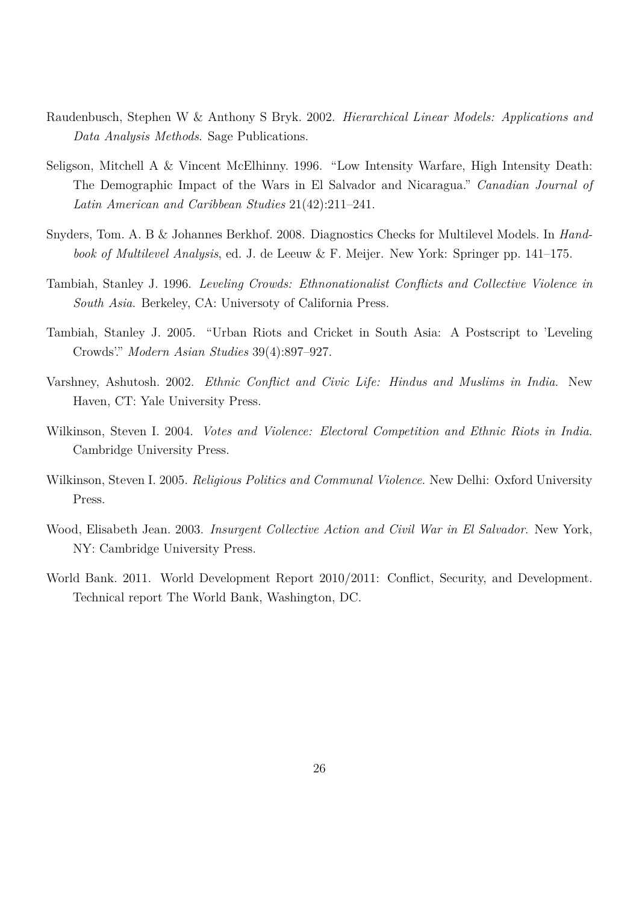Raudenbusch, Stephen W & Anthony S Bryk. 2002. *Hierarchical Linear Models: Applications and Data Analysis Methods.* Sage Publications.

Seligson, Mitchell A & Vincent McElhinny. 1996. "Low Intensity Warfare, High Intensity Death: The Demographic Impact of the Wars in El Salvador and Nicaragua." *Canadian Journal of Latin American and Caribbean Studies* 21(42):211–241.

Snyders, Tom. A. B & Johannes Berkhof. 2008. Diagnostics Checks for Multilevel Models. In *Handbook of Multilevel Analysis*, ed. J. de Leeuw & F. Meijer. New York: Springer pp. 141–175.

Tambiah, Stanley J. 1996. *Leveling Crowds: Ethnonationalist Conflicts and Collective Violence in South Asia.* Berkeley, CA: Universoty of California Press.

Tambiah, Stanley J. 2005. "Urban Riots and Cricket in South Asia: A Postscript to 'Leveling Crowds'." *Modern Asian Studies* 39(4):897–927.

Varshney, Ashutosh. 2002. *Ethnic Conflict and Civic Life: Hindus and Muslims in India.* New Haven, CT: Yale University Press.

Wilkinson, Steven I. 2004. *Votes and Violence: Electoral Competition and Ethnic Riots in India.* Cambridge University Press.

Wilkinson, Steven I. 2005. *Religious Politics and Communal Violence.* New Delhi: Oxford University Press.

Wood, Elisabeth Jean. 2003. *Insurgent Collective Action and Civil War in El Salvador.* New York, NY: Cambridge University Press.

World Bank. 2011. World Development Report 2010/2011: Conflict, Security, and Development. Technical report The World Bank, Washington, DC.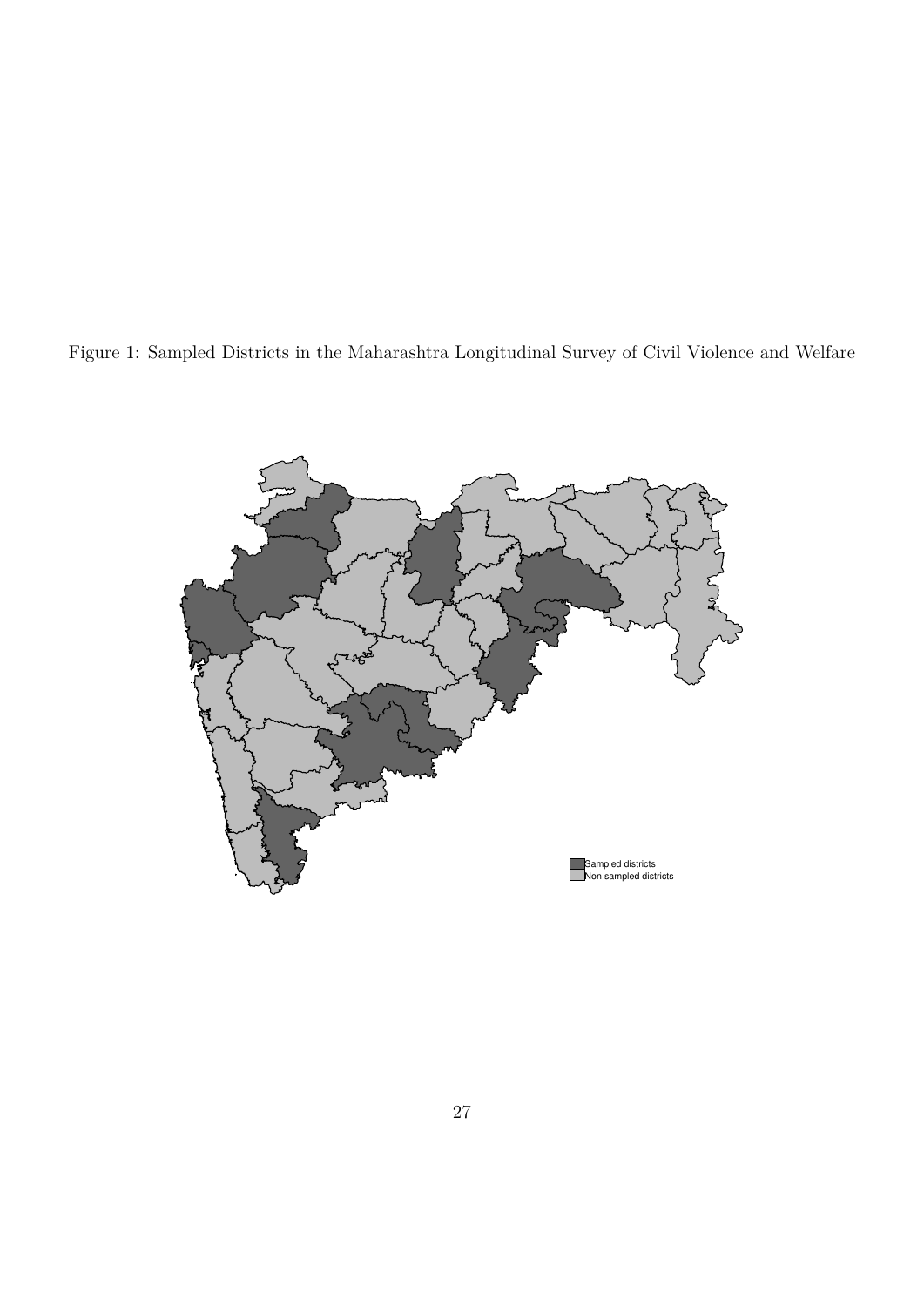Figure 1: Sampled Districts in the Maharashtra Longitudinal Survey of Civil Violence and Welfare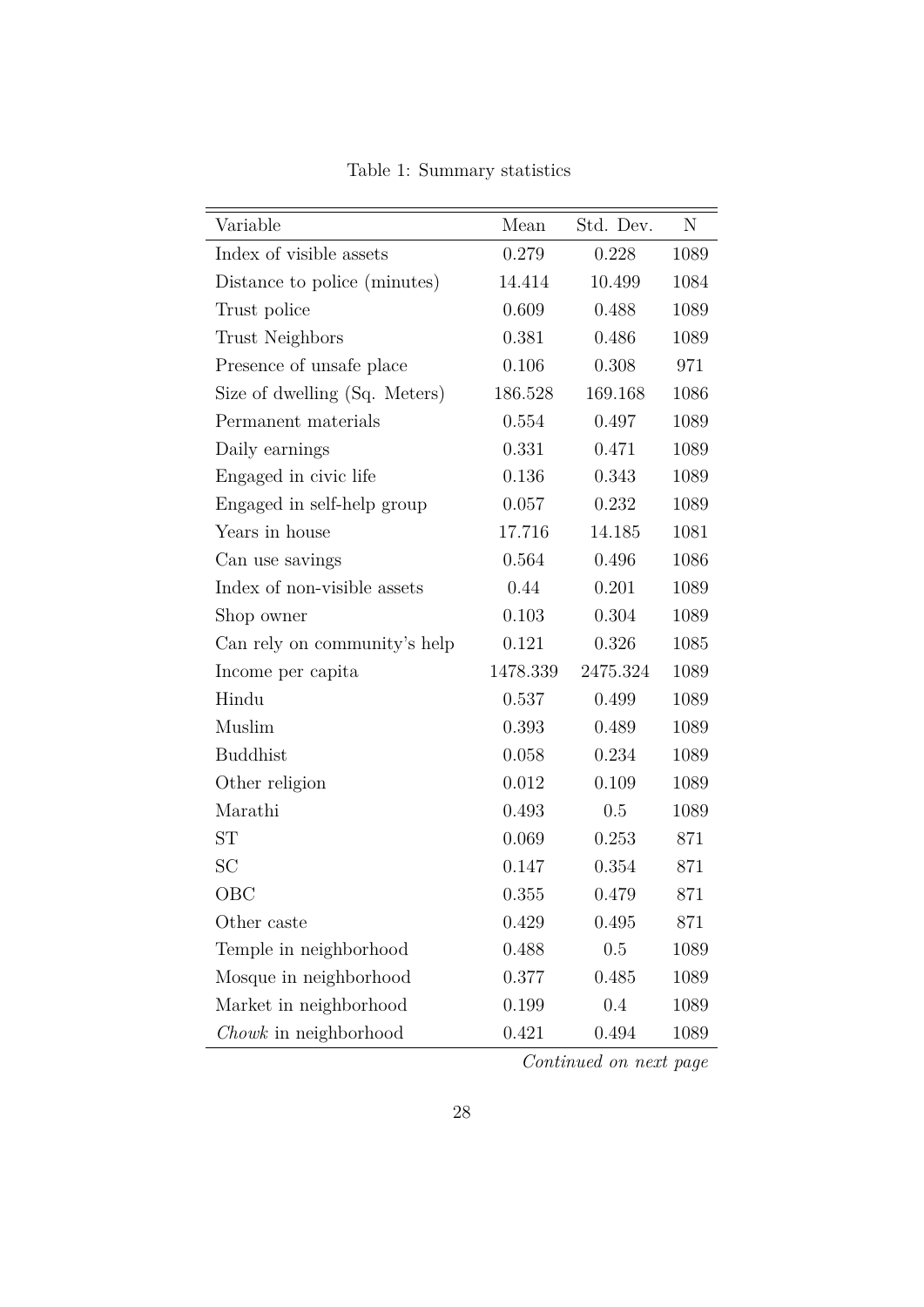Table 1: Summary statistics

| Variable | Mean | Std. Dev. | N |
|---|---|---|---|
| Index of visible assets | 0.279 | 0.228 | 1089 |
| Distance to police (minutes) | 14.414 | 10.499 | 1084 |
| Trust police | 0.609 | 0.488 | 1089 |
| Trust Neighbors | 0.381 | 0.486 | 1089 |
| Presence of unsafe place | 0.106 | 0.308 | 971 |
| Size of dwelling (Sq. Meters) | 186.528 | 169.168 | 1086 |
| Permanent materials | 0.554 | 0.497 | 1089 |
| Daily earnings | 0.331 | 0.471 | 1089 |
| Engaged in civic life | 0.136 | 0.343 | 1089 |
| Engaged in self-help group | 0.057 | 0.232 | 1089 |
| Years in house | 17.716 | 14.185 | 1081 |
| Can use savings | 0.564 | 0.496 | 1086 |
| Index of non-visible assets | 0.44 | 0.201 | 1089 |
| Shop owner | 0.103 | 0.304 | 1089 |
| Can rely on community's help | 0.121 | 0.326 | 1085 |
| Income per capita | 1478.339 | 2475.324 | 1089 |
| Hindu | 0.537 | 0.499 | 1089 |
| Muslim | 0.393 | 0.489 | 1089 |
| Buddhist | 0.058 | 0.234 | 1089 |
| Other religion | 0.012 | 0.109 | 1089 |
| Marathi | 0.493 | 0.5 | 1089 |
| ST | 0.069 | 0.253 | 871 |
| SC | 0.147 | 0.354 | 871 |
| OBC | 0.355 | 0.479 | 871 |
| Other caste | 0.429 | 0.495 | 871 |
| Temple in neighborhood | 0.488 | 0.5 | 1089 |
| Mosque in neighborhood | 0.377 | 0.485 | 1089 |
| Market in neighborhood | 0.199 | 0.4 | 1089 |
| *Chowk* in neighborhood | 0.421 | 0.494 | 1089 |

*Continued on next page*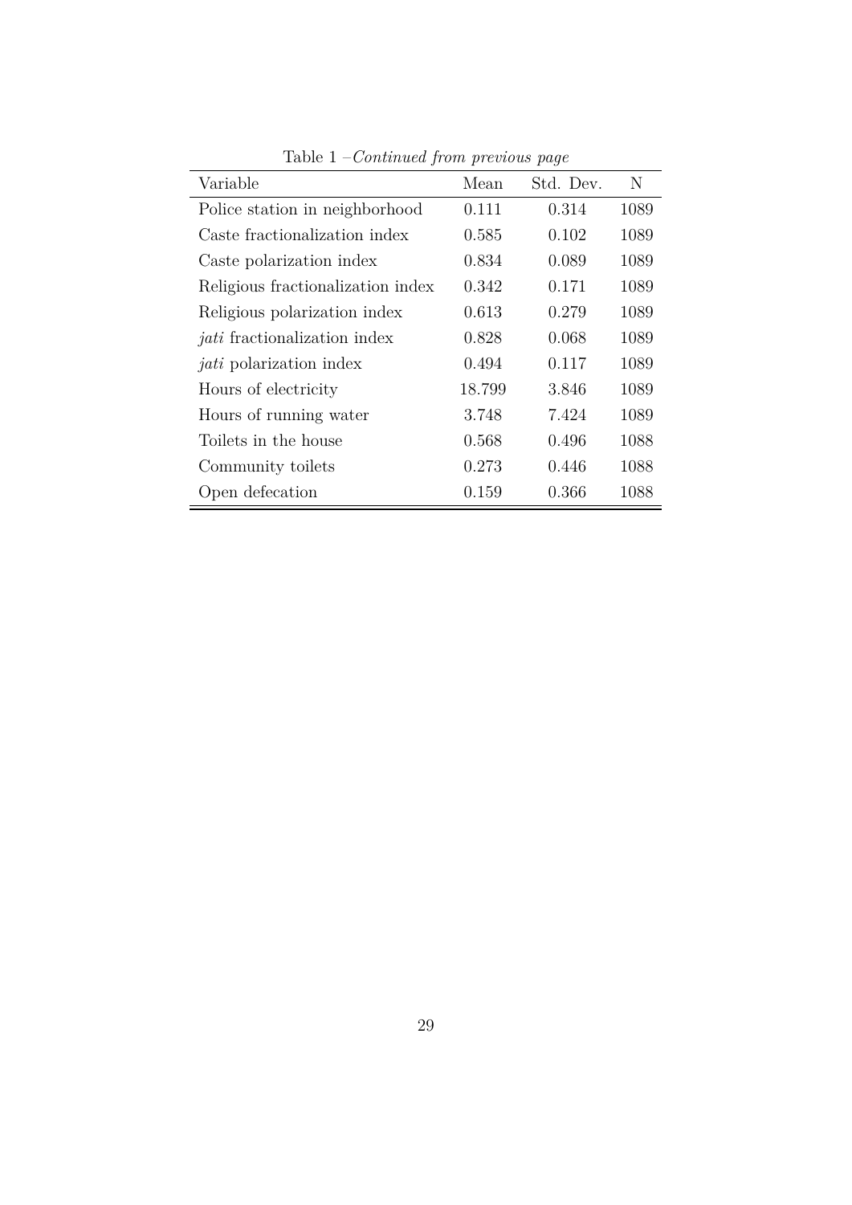Table 1 –*Continued from previous page*

| Variable | Mean | Std. Dev. | N |
|---|---|---|---|
| Police station in neighborhood | 0.111 | 0.314 | 1089 |
| Caste fractionalization index | 0.585 | 0.102 | 1089 |
| Caste polarization index | 0.834 | 0.089 | 1089 |
| Religious fractionalization index | 0.342 | 0.171 | 1089 |
| Religious polarization index | 0.613 | 0.279 | 1089 |
| *jati* fractionalization index | 0.828 | 0.068 | 1089 |
| *jati* polarization index | 0.494 | 0.117 | 1089 |
| Hours of electricity | 18.799 | 3.846 | 1089 |
| Hours of running water | 3.748 | 7.424 | 1089 |
| Toilets in the house | 0.568 | 0.496 | 1088 |
| Community toilets | 0.273 | 0.446 | 1088 |
| Open defecation | 0.159 | 0.366 | 1088 |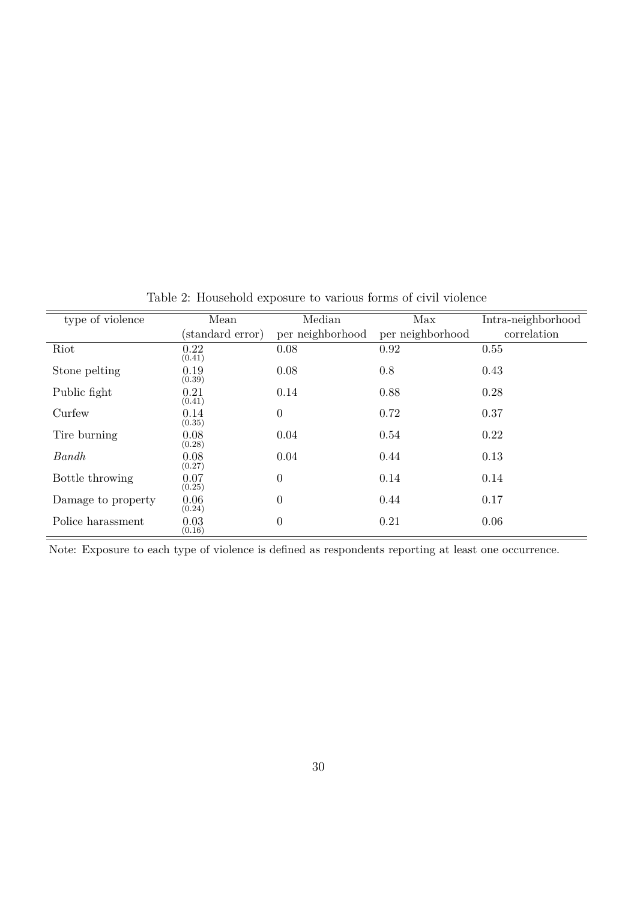Table 2: Household exposure to various forms of civil violence

| type of violence | Mean (standard error) | Median per neighborhood | Max per neighborhood | Intra-neighborhood correlation |
|---|---|---|---|---|
| Riot | 0.22 (0.41) | 0.08 | 0.92 | 0.55 |
| Stone pelting | 0.19 (0.39) | 0.08 | 0.8 | 0.43 |
| Public fight | 0.21 (0.41) | 0.14 | 0.88 | 0.28 |
| Curfew | 0.14 (0.35) | 0 | 0.72 | 0.37 |
| Tire burning | 0.08 (0.28) | 0.04 | 0.54 | 0.22 |
| *Bandh* | 0.08 (0.27) | 0.04 | 0.44 | 0.13 |
| Bottle throwing | 0.07 (0.25) | 0 | 0.14 | 0.14 |
| Damage to property | 0.06 (0.24) | 0 | 0.44 | 0.17 |
| Police harassment | 0.03 (0.16) | 0 | 0.21 | 0.06 |

Note: Exposure to each type of violence is defined as respondents reporting at least one occurrence.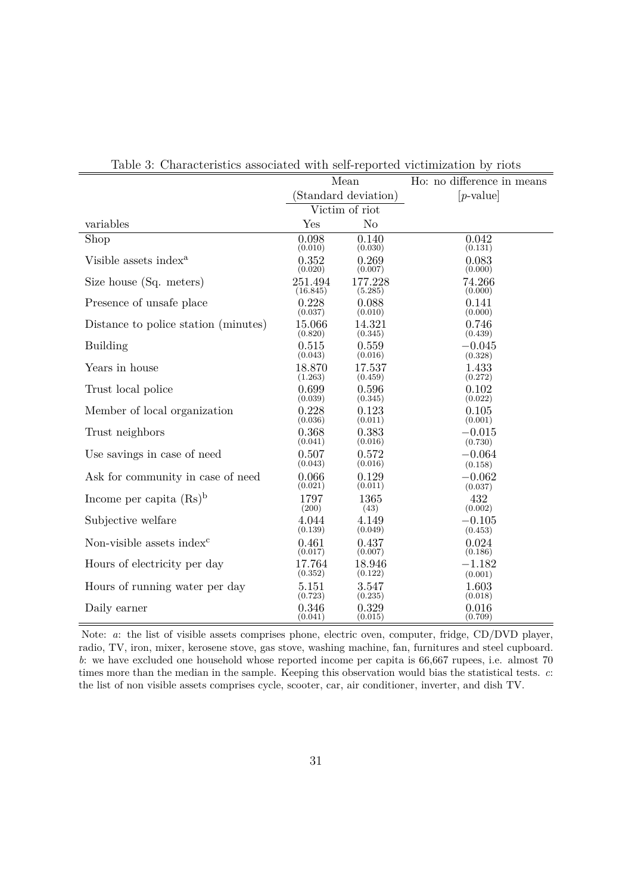Table 3: Characteristics associated with self-reported victimization by riots

| | Mean (Standard deviation) | | Ho: no difference in means [*p*-value] |
|---|---|---|---|
| | Victim of riot | | |
| variables | Yes | No | |
| Shop | 0.098 (0.010) | 0.140 (0.030) | 0.042 (0.131) |
| Visible assets index[a] | 0.352 (0.020) | 0.269 (0.007) | 0.083 (0.000) |
| Size house (Sq. meters) | 251.494 (16.845) | 177.228 (5.285) | 74.266 (0.000) |
| Presence of unsafe place | 0.228 (0.037) | 0.088 (0.010) | 0.141 (0.000) |
| Distance to police station (minutes) | 15.066 (0.820) | 14.321 (0.345) | 0.746 (0.439) |
| Building | 0.515 (0.043) | 0.559 (0.016) | −0.045 (0.328) |
| Years in house | 18.870 (1.263) | 17.537 (0.459) | 1.433 (0.272) |
| Trust local police | 0.699 (0.039) | 0.596 (0.345) | 0.102 (0.022) |
| Member of local organization | 0.228 (0.036) | 0.123 (0.011) | 0.105 (0.001) |
| Trust neighbors | 0.368 (0.041) | 0.383 (0.016) | −0.015 (0.730) |
| Use savings in case of need | 0.507 (0.043) | 0.572 (0.016) | −0.064 (0.158) |
| Ask for community in case of need | 0.066 (0.021) | 0.129 (0.011) | −0.062 (0.037) |
| Income per capita (Rs)[b] | 1797 (200) | 1365 (43) | 432 (0.002) |
| Subjective welfare | 4.044 (0.139) | 4.149 (0.049) | −0.105 (0.453) |
| Non-visible assets index[c] | 0.461 (0.017) | 0.437 (0.007) | 0.024 (0.186) |
| Hours of electricity per day | 17.764 (0.352) | 18.946 (0.122) | −1.182 (0.001) |
| Hours of running water per day | 5.151 (0.723) | 3.547 (0.235) | 1.603 (0.018) |
| Daily earner | 0.346 (0.041) | 0.329 (0.015) | 0.016 (0.709) |

Note: *a*: the list of visible assets comprises phone, electric oven, computer, fridge, CD/DVD player, radio, TV, iron, mixer, kerosene stove, gas stove, washing machine, fan, furnitures and steel cupboard. *b*: we have excluded one household whose reported income per capita is 66,667 rupees, i.e. almost 70 times more than the median in the sample. Keeping this observation would bias the statistical tests. *c*: the list of non visible assets comprises cycle, scooter, car, air conditioner, inverter, and dish TV.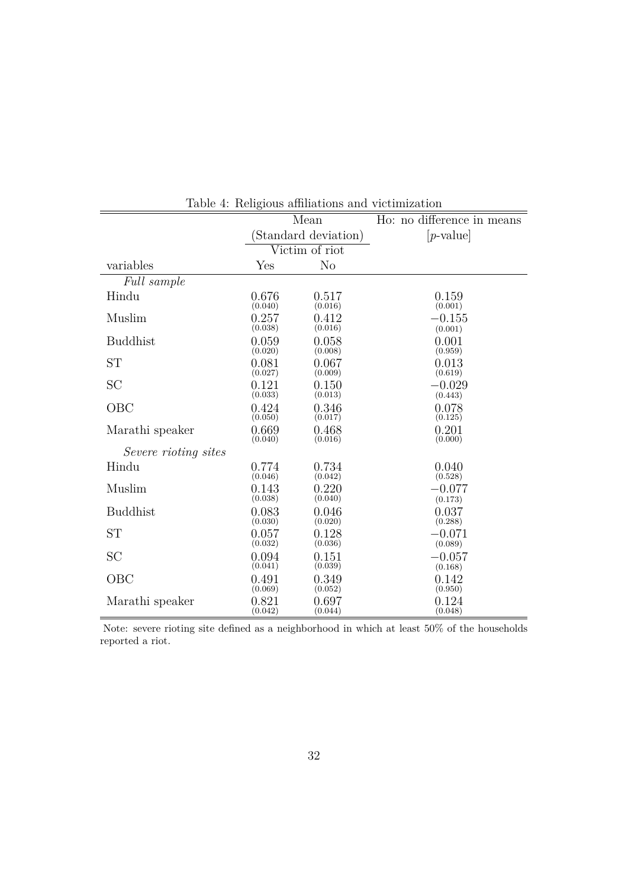Table 4: Religious affiliations and victimization

| | Mean (Standard deviation) | | Ho: no difference in means [*p*-value] |
|---|---|---|---|
| | Victim of riot | | |
| variables | Yes | No | |
| *Full sample* | | | |
| Hindu | 0.676 (0.040) | 0.517 (0.016) | 0.159 (0.001) |
| Muslim | 0.257 (0.038) | 0.412 (0.016) | −0.155 (0.001) |
| Buddhist | 0.059 (0.020) | 0.058 (0.008) | 0.001 (0.959) |
| ST | 0.081 (0.027) | 0.067 (0.009) | 0.013 (0.619) |
| SC | 0.121 (0.033) | 0.150 (0.013) | −0.029 (0.443) |
| OBC | 0.424 (0.050) | 0.346 (0.017) | 0.078 (0.125) |
| Marathi speaker | 0.669 (0.040) | 0.468 (0.016) | 0.201 (0.000) |
| *Severe rioting sites* | | | |
| Hindu | 0.774 (0.046) | 0.734 (0.042) | 0.040 (0.528) |
| Muslim | 0.143 (0.038) | 0.220 (0.040) | −0.077 (0.173) |
| Buddhist | 0.083 (0.030) | 0.046 (0.020) | 0.037 (0.288) |
| ST | 0.057 (0.032) | 0.128 (0.036) | −0.071 (0.089) |
| SC | 0.094 (0.041) | 0.151 (0.039) | −0.057 (0.168) |
| OBC | 0.491 (0.069) | 0.349 (0.052) | 0.142 (0.950) |
| Marathi speaker | 0.821 (0.042) | 0.697 (0.044) | 0.124 (0.048) |

Note: severe rioting site defined as a neighborhood in which at least 50% of the households reported a riot.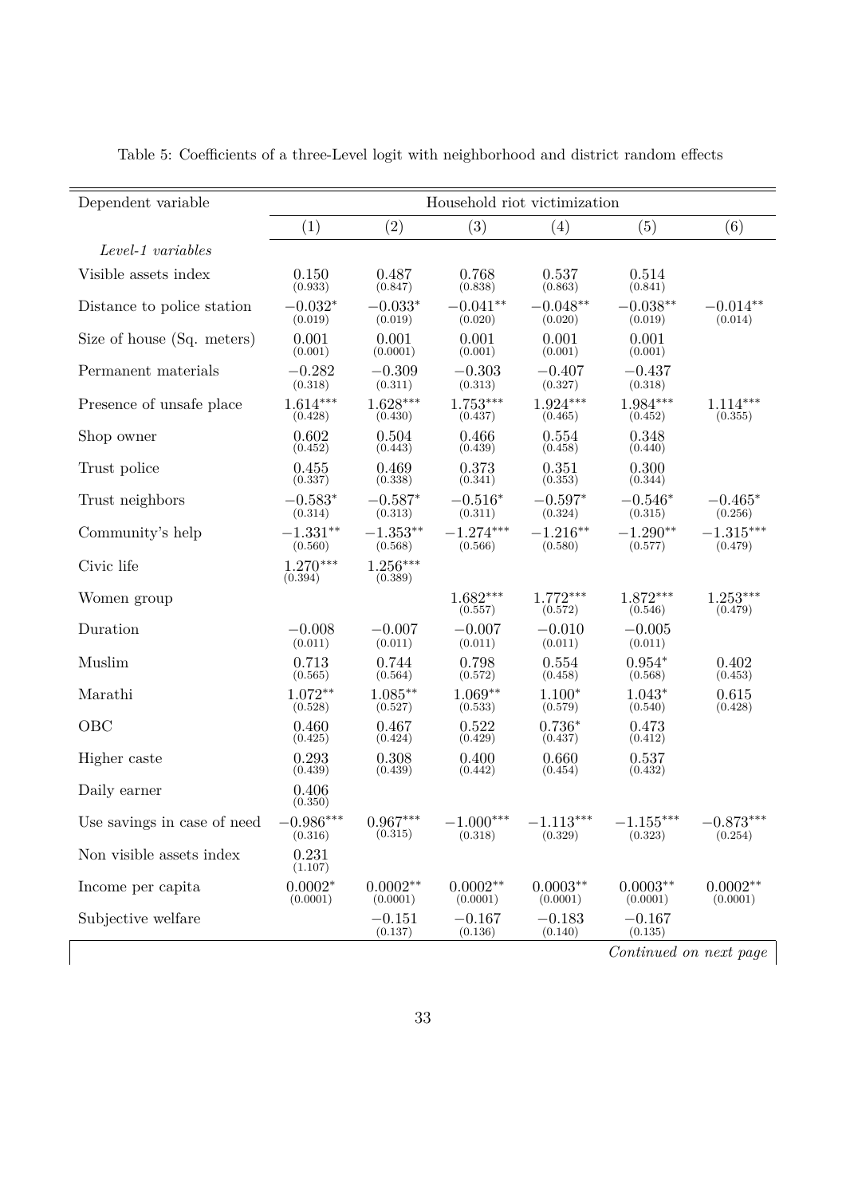Table 5: Coefficients of a three-Level logit with neighborhood and district random effects

| Dependent variable | Household riot victimization | | | | | |
|---|---|---|---|---|---|---|
| | (1) | (2) | (3) | (4) | (5) | (6) |
| *Level-1 variables* | | | | | | |
| Visible assets index | 0.150 (0.933) | 0.487 (0.847) | 0.768 (0.838) | 0.537 (0.863) | 0.514 (0.841) | |
| Distance to police station | $-0.032^{*}$ (0.019) | $-0.033^{*}$ (0.019) | $-0.041^{**}$ (0.020) | $-0.048^{**}$ (0.020) | $-0.038^{**}$ (0.019) | $-0.014^{**}$ (0.014) |
| Size of house (Sq. meters) | 0.001 (0.001) | 0.001 (0.0001) | 0.001 (0.001) | 0.001 (0.001) | 0.001 (0.001) | |
| Permanent materials | $-0.282$ (0.318) | $-0.309$ (0.311) | $-0.303$ (0.313) | $-0.407$ (0.327) | $-0.437$ (0.318) | |
| Presence of unsafe place | $1.614^{***}$ (0.428) | $1.628^{***}$ (0.430) | $1.753^{***}$ (0.437) | $1.924^{***}$ (0.465) | $1.984^{***}$ (0.452) | $1.114^{***}$ (0.355) |
| Shop owner | 0.602 (0.452) | 0.504 (0.443) | 0.466 (0.439) | 0.554 (0.458) | 0.348 (0.440) | |
| Trust police | 0.455 (0.337) | 0.469 (0.338) | 0.373 (0.341) | 0.351 (0.353) | 0.300 (0.344) | |
| Trust neighbors | $-0.583^{*}$ (0.314) | $-0.587^{*}$ (0.313) | $-0.516^{*}$ (0.311) | $-0.597^{*}$ (0.324) | $-0.546^{*}$ (0.315) | $-0.465^{*}$ (0.256) |
| Community's help | $-1.331^{**}$ (0.560) | $-1.353^{**}$ (0.568) | $-1.274^{***}$ (0.566) | $-1.216^{**}$ (0.580) | $-1.290^{**}$ (0.577) | $-1.315^{***}$ (0.479) |
| Civic life | $1.270^{***}$ (0.394) | $1.256^{***}$ (0.389) | | | | |
| Women group | | | $1.682^{***}$ (0.557) | $1.772^{***}$ (0.572) | $1.872^{***}$ (0.546) | $1.253^{***}$ (0.479) |
| Duration | $-0.008$ (0.011) | $-0.007$ (0.011) | $-0.007$ (0.011) | $-0.010$ (0.011) | $-0.005$ (0.011) | |
| Muslim | 0.713 (0.565) | 0.744 (0.564) | 0.798 (0.572) | 0.554 (0.458) | $0.954^{*}$ (0.568) | 0.402 (0.453) |
| Marathi | $1.072^{**}$ (0.528) | $1.085^{**}$ (0.527) | $1.069^{**}$ (0.533) | $1.100^{*}$ (0.579) | $1.043^{*}$ (0.540) | 0.615 (0.428) |
| OBC | 0.460 (0.425) | 0.467 (0.424) | 0.522 (0.429) | $0.736^{*}$ (0.437) | 0.473 (0.412) | |
| Higher caste | 0.293 (0.439) | 0.308 (0.439) | 0.400 (0.442) | 0.660 (0.454) | 0.537 (0.432) | |
| Daily earner | 0.406 (0.350) | | | | | |
| Use savings in case of need | $-0.986^{***}$ (0.316) | $0.967^{***}$ (0.315) | $-1.000^{***}$ (0.318) | $-1.113^{***}$ (0.329) | $-1.155^{***}$ (0.323) | $-0.873^{***}$ (0.254) |
| Non visible assets index | 0.231 (1.107) | | | | | |
| Income per capita | $0.0002^{*}$ (0.0001) | $0.0002^{**}$ (0.0001) | $0.0002^{**}$ (0.0001) | $0.0003^{**}$ (0.0001) | $0.0003^{**}$ (0.0001) | $0.0002^{**}$ (0.0001) |
| Subjective welfare | | $-0.151$ (0.137) | $-0.167$ (0.136) | $-0.183$ (0.140) | $-0.167$ (0.135) | |

*Continued on next page*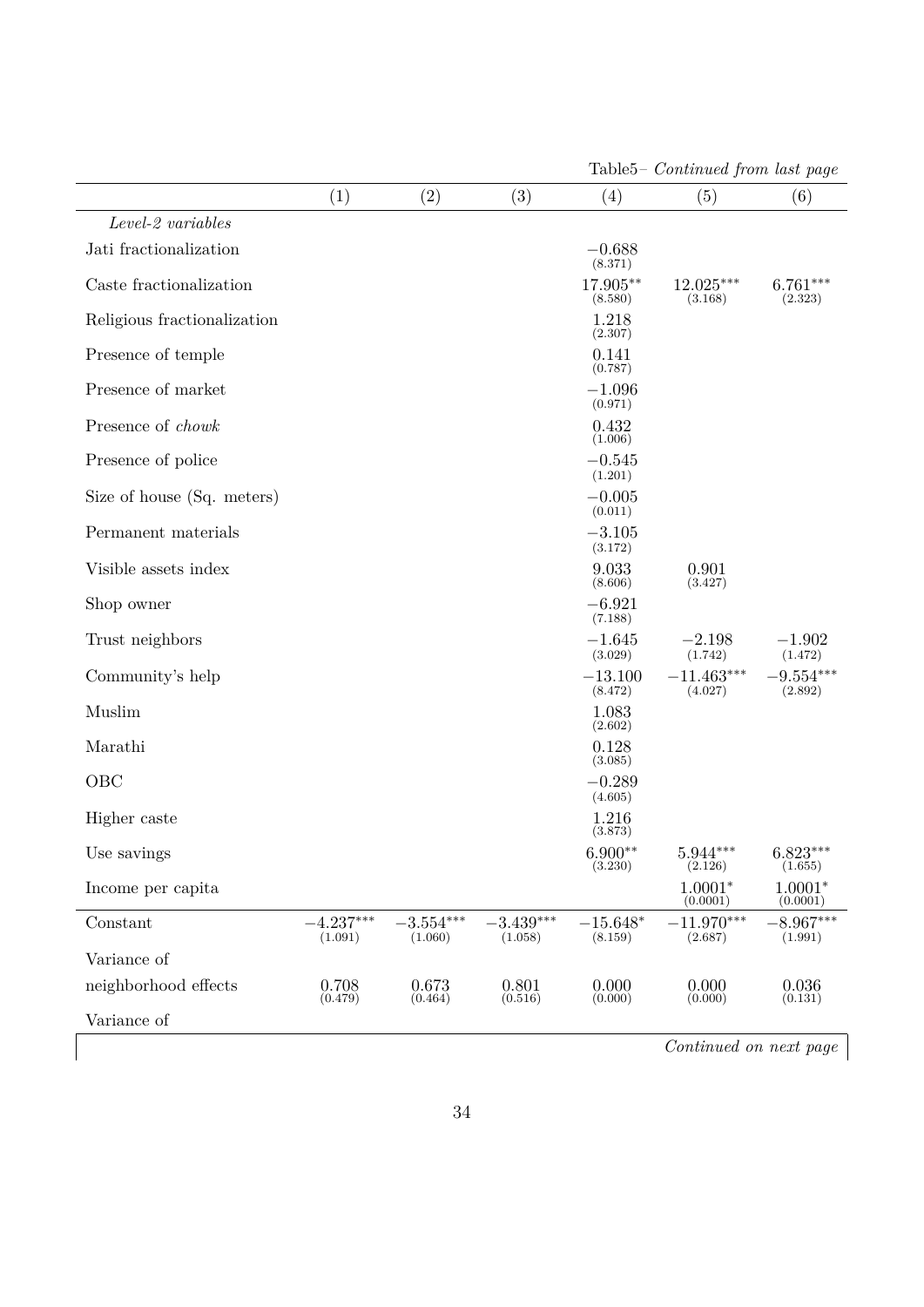Table5– *Continued from last page*

| | (1) | (2) | (3) | (4) | (5) | (6) |
|---|---|---|---|---|---|---|
| *Level-2 variables* | | | | | | |
| Jati fractionalization | | | | $-0.688$ (8.371) | | |
| Caste fractionalization | | | | $17.905^{**}$ (8.580) | $12.025^{***}$ (3.168) | $6.761^{***}$ (2.323) |
| Religious fractionalization | | | | 1.218 (2.307) | | |
| Presence of temple | | | | 0.141 (0.787) | | |
| Presence of market | | | | $-1.096$ (0.971) | | |
| Presence of *chowk* | | | | 0.432 (1.006) | | |
| Presence of police | | | | $-0.545$ (1.201) | | |
| Size of house (Sq. meters) | | | | $-0.005$ (0.011) | | |
| Permanent materials | | | | $-3.105$ (3.172) | | |
| Visible assets index | | | | 9.033 (8.606) | 0.901 (3.427) | |
| Shop owner | | | | $-6.921$ (7.188) | | |
| Trust neighbors | | | | $-1.645$ (3.029) | $-2.198$ (1.742) | $-1.902$ (1.472) |
| Community's help | | | | $-13.100$ (8.472) | $-11.463^{***}$ (4.027) | $-9.554^{***}$ (2.892) |
| Muslim | | | | 1.083 (2.602) | | |
| Marathi | | | | 0.128 (3.085) | | |
| OBC | | | | $-0.289$ (4.605) | | |
| Higher caste | | | | 1.216 (3.873) | | |
| Use savings | | | | $6.900^{**}$ (3.230) | $5.944^{***}$ (2.126) | $6.823^{***}$ (1.655) |
| Income per capita | | | | | $1.0001^{*}$ (0.0001) | $1.0001^{*}$ (0.0001) |
| Constant | $-4.237^{***}$ (1.091) | $-3.554^{***}$ (1.060) | $-3.439^{***}$ (1.058) | $-15.648^{*}$ (8.159) | $-11.970^{***}$ (2.687) | $-8.967^{***}$ (1.991) |
| Variance of | | | | | | |
| neighborhood effects | 0.708 (0.479) | 0.673 (0.464) | 0.801 (0.516) | 0.000 (0.000) | 0.000 (0.000) | 0.036 (0.131) |
| Variance of | | | | | | |

*Continued on next page*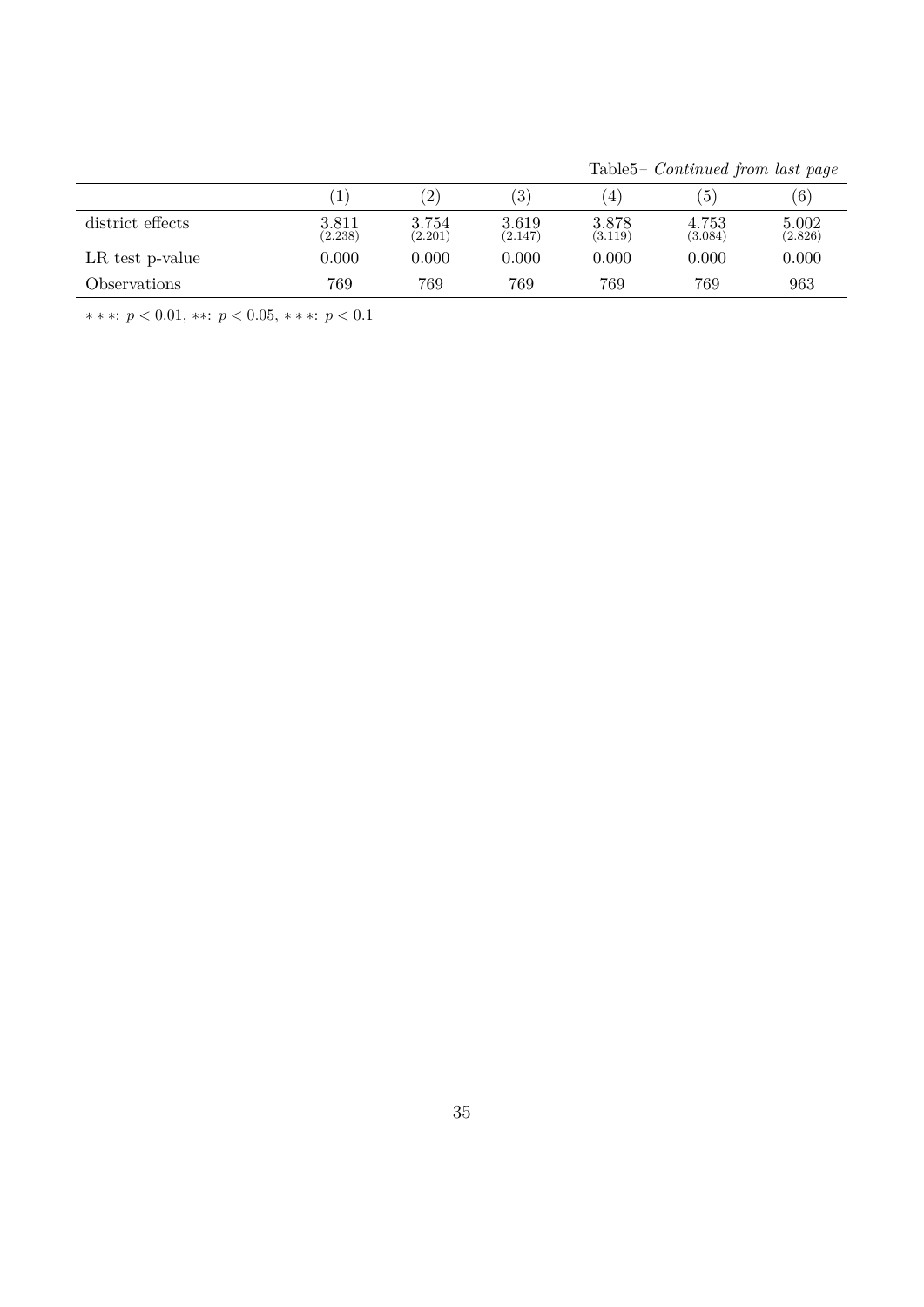Table5– *Continued from last page*

| | (1) | (2) | (3) | (4) | (5) | (6) |
|---|---|---|---|---|---|---|
| district effects | 3.811 (2.238) | 3.754 (2.201) | 3.619 (2.147) | 3.878 (3.119) | 4.753 (3.084) | 5.002 (2.826) |
| LR test p-value | 0.000 | 0.000 | 0.000 | 0.000 | 0.000 | 0.000 |
| Observations | 769 | 769 | 769 | 769 | 769 | 963 |

∗ ∗ ∗: $p < 0.01$, ∗∗: $p < 0.05$, ∗ ∗ ∗: $p < 0.1$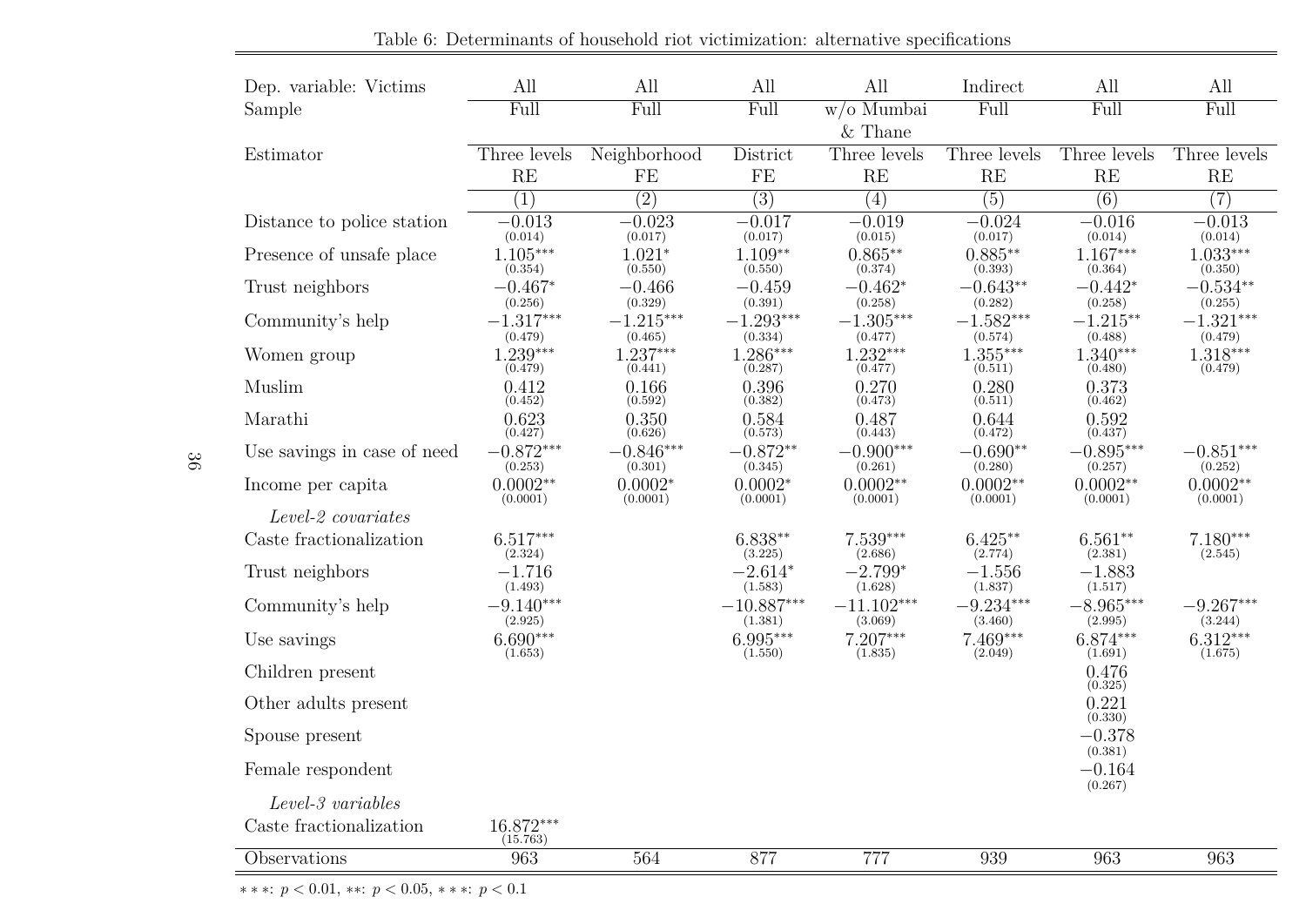Table 6: Determinants of household riot victimization: alternative specifications

| Dep. variable: Victims | All | All | All | All | Indirect | All | All |
|---|---|---|---|---|---|---|---|
| Sample | Full | Full | Full | w/o Mumbai & Thane | Full | Full | Full |
| Estimator | Three levels RE | Neighborhood FE | District FE | Three levels RE | Three levels RE | Three levels RE | Three levels RE |
| | (1) | (2) | (3) | (4) | (5) | (6) | (7) |
| Distance to police station | −0.013 (0.014) | −0.023 (0.017) | −0.017 (0.017) | −0.019 (0.015) | −0.024 (0.017) | −0.016 (0.014) | −0.013 (0.014) |
| Presence of unsafe place | 1.105*** (0.354) | 1.021* (0.550) | 1.109** (0.550) | 0.865** (0.374) | 0.885** (0.393) | 1.167*** (0.364) | 1.033*** (0.350) |
| Trust neighbors | −0.467* (0.256) | −0.466 (0.329) | −0.459 (0.391) | −0.462* (0.258) | −0.643** (0.282) | −0.442* (0.258) | −0.534** (0.255) |
| Community's help | −1.317*** (0.479) | −1.215*** (0.465) | −1.293*** (0.334) | −1.305*** (0.477) | −1.582*** (0.574) | −1.215** (0.488) | −1.321*** (0.479) |
| Women group | 1.239*** (0.479) | 1.237*** (0.441) | 1.286*** (0.287) | 1.232*** (0.477) | 1.355*** (0.511) | 1.340*** (0.480) | 1.318*** (0.479) |
| Muslim | 0.412 (0.452) | 0.166 (0.592) | 0.396 (0.382) | 0.270 (0.473) | 0.280 (0.511) | 0.373 (0.462) | |
| Marathi | 0.623 (0.427) | 0.350 (0.626) | 0.584 (0.573) | 0.487 (0.443) | 0.644 (0.472) | 0.592 (0.437) | |
| Use savings in case of need | −0.872*** (0.253) | −0.846*** (0.301) | −0.872** (0.345) | −0.900*** (0.261) | −0.690** (0.280) | −0.895*** (0.257) | −0.851*** (0.252) |
| Income per capita | 0.0002** (0.0001) | 0.0002* (0.0001) | 0.0002* (0.0001) | 0.0002** (0.0001) | 0.0002** (0.0001) | 0.0002** (0.0001) | 0.0002** (0.0001) |
| *Level-2 covariates* | | | | | | | |
| Caste fractionalization | 6.517*** (2.324) | | 6.838** (3.225) | 7.539*** (2.686) | 6.425** (2.774) | 6.561** (2.381) | 7.180*** (2.545) |
| Trust neighbors | −1.716 (1.493) | | −2.614* (1.583) | −2.799* (1.628) | −1.556 (1.837) | −1.883 (1.517) | |
| Community's help | −9.140*** (2.925) | | −10.887*** (1.381) | −11.102*** (3.069) | −9.234*** (3.460) | −8.965*** (2.995) | −9.267*** (3.244) |
| Use savings | 6.690*** (1.653) | | 6.995*** (1.550) | 7.207*** (1.835) | 7.469*** (2.049) | 6.874*** (1.691) | 6.312*** (1.675) |
| Children present | | | | | | 0.476 (0.325) | |
| Other adults present | | | | | | 0.221 (0.330) | |
| Spouse present | | | | | | −0.378 (0.381) | |
| Female respondent | | | | | | −0.164 (0.267) | |
| *Level-3 variables* | | | | | | | |
| Caste fractionalization | 16.872*** (15.763) | | | | | | |
| Observations | 963 | 564 | 877 | 777 | 939 | 963 | 963 |

$***$: $p < 0.01$, $**$: $p < 0.05$, $***$: $p < 0.1$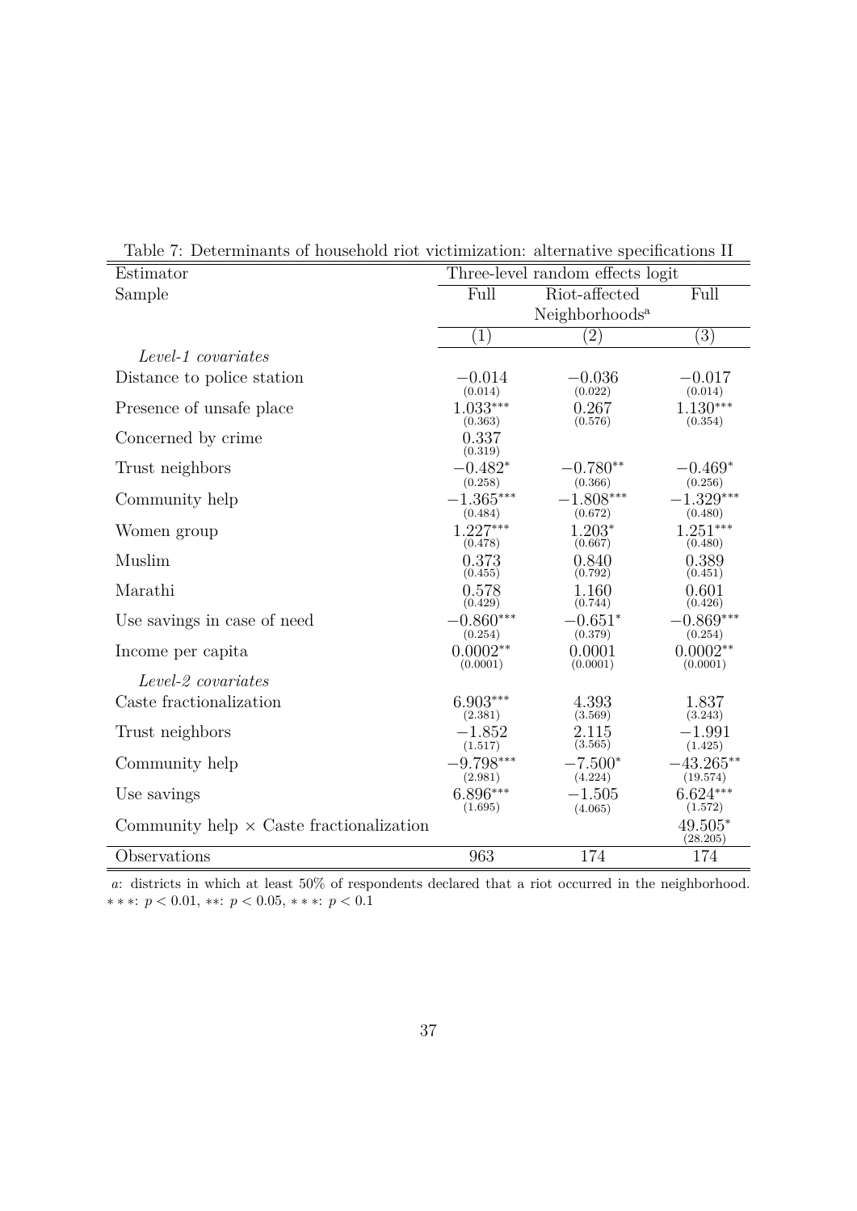Table 7: Determinants of household riot victimization: alternative specifications II

| Estimator | Three-level random effects logit | | |
|---|---|---|---|
| Sample | Full | Riot-affected Neighborhoods[a] | Full |
| | (1) | (2) | (3) |
| *Level-1 covariates* | | | |
| Distance to police station | −0.014 (0.014) | −0.036 (0.022) | −0.017 (0.014) |
| Presence of unsafe place | 1.033*** (0.363) | 0.267 (0.576) | 1.130*** (0.354) |
| Concerned by crime | 0.337 (0.319) | | |
| Trust neighbors | −0.482* (0.258) | −0.780** (0.366) | −0.469* (0.256) |
| Community help | −1.365*** (0.484) | −1.808*** (0.672) | −1.329*** (0.480) |
| Women group | 1.227*** (0.478) | 1.203* (0.667) | 1.251*** (0.480) |
| Muslim | 0.373 (0.455) | 0.840 (0.792) | 0.389 (0.451) |
| Marathi | 0.578 (0.429) | 1.160 (0.744) | 0.601 (0.426) |
| Use savings in case of need | −0.860*** (0.254) | −0.651* (0.379) | −0.869*** (0.254) |
| Income per capita | 0.0002** (0.0001) | 0.0001 (0.0001) | 0.0002** (0.0001) |
| *Level-2 covariates* | | | |
| Caste fractionalization | 6.903*** (2.381) | 4.393 (3.569) | 1.837 (3.243) |
| Trust neighbors | −1.852 (1.517) | 2.115 (3.565) | −1.991 (1.425) |
| Community help | −9.798*** (2.981) | −7.500* (4.224) | −43.265** (19.574) |
| Use savings | 6.896*** (1.695) | −1.505 (4.065) | 6.624*** (1.572) |
| Community help × Caste fractionalization | | | 49.505* (28.205) |
| Observations | 963 | 174 | 174 |

*a*: districts in which at least 50% of respondents declared that a riot occurred in the neighborhood.
∗ ∗ ∗: $p < 0.01$, ∗∗: $p < 0.05$, ∗ ∗ ∗: $p < 0.1$